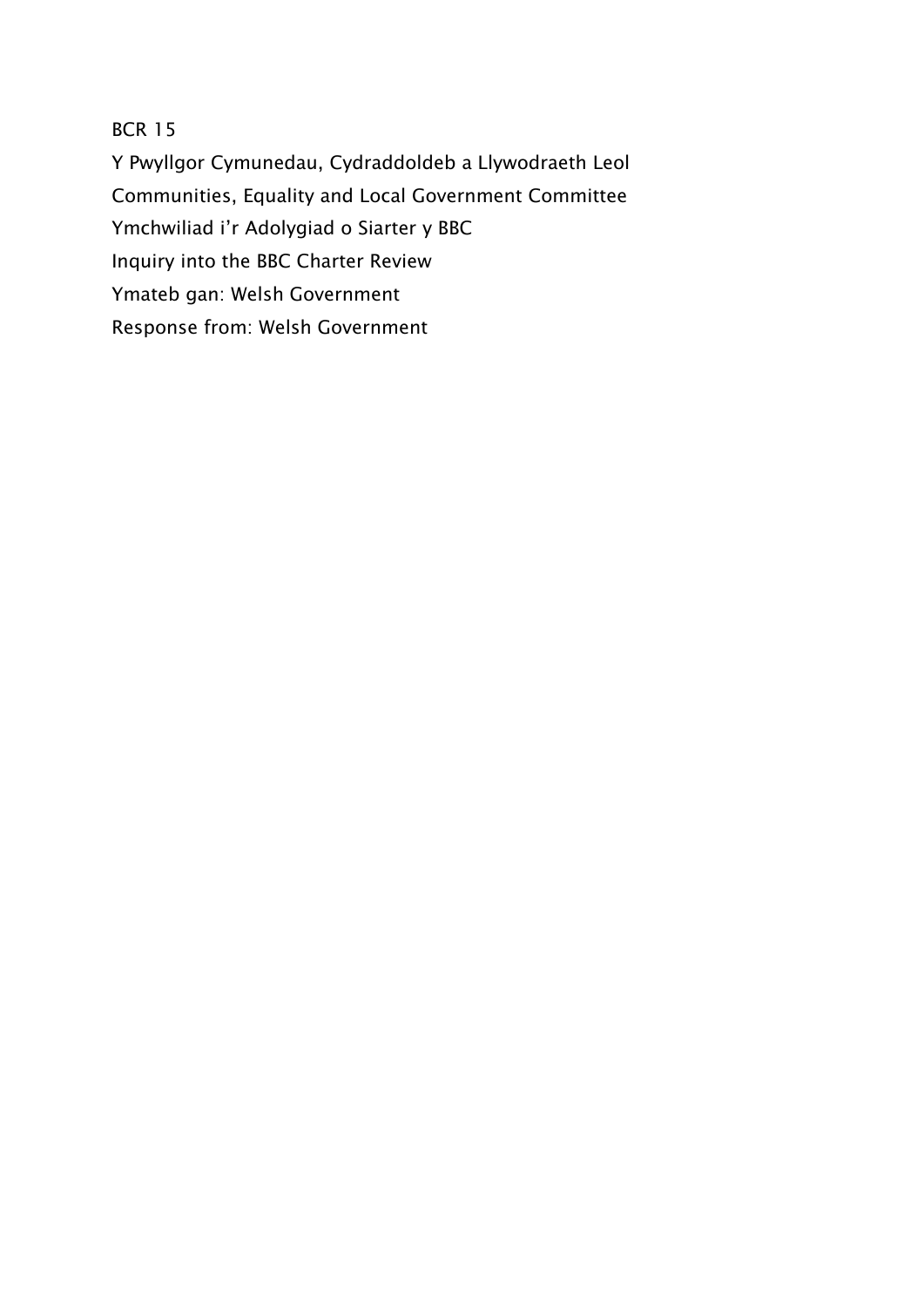BCR 15

Y Pwyllgor Cymunedau, Cydraddoldeb a Llywodraeth Leol

Communities, Equality and Local Government Committee

Ymchwiliad i'r Adolygiad o Siarter y BBC

Inquiry into the BBC Charter Review

Ymateb gan: Welsh Government

Response from: Welsh Government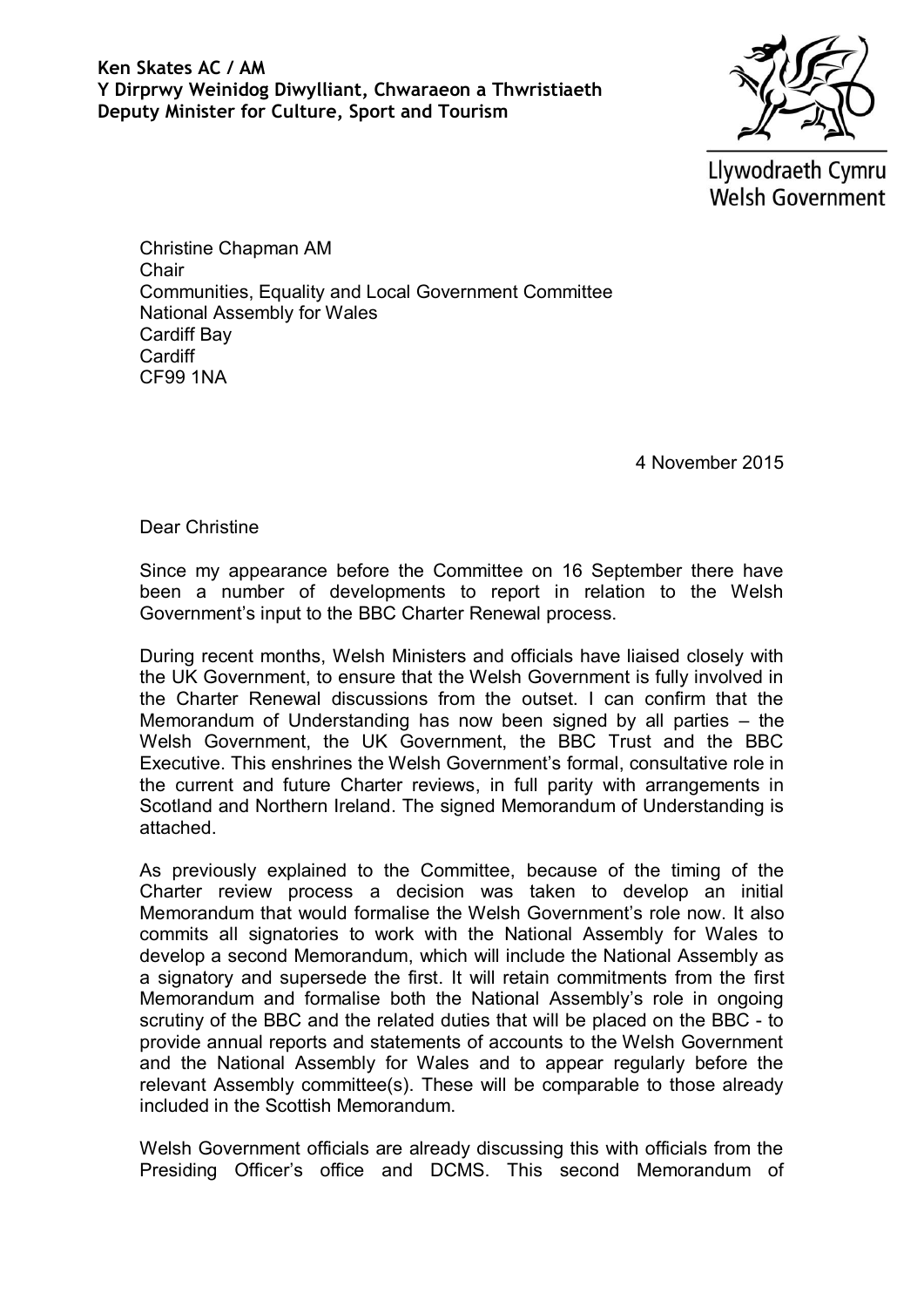**Ken Skates AC / AM**
**Y Dirprwy Weinidog Diwylliant, Chwaraeon a Thwristiaeth**
**Deputy Minister for Culture, Sport and Tourism**

Llywodraeth Cymru
Welsh Government

Christine Chapman AM
Chair
Communities, Equality and Local Government Committee
National Assembly for Wales
Cardiff Bay
Cardiff
CF99 1NA

4 November 2015

Dear Christine

Since my appearance before the Committee on 16 September there have been a number of developments to report in relation to the Welsh Government's input to the BBC Charter Renewal process.

During recent months, Welsh Ministers and officials have liaised closely with the UK Government, to ensure that the Welsh Government is fully involved in the Charter Renewal discussions from the outset. I can confirm that the Memorandum of Understanding has now been signed by all parties – the Welsh Government, the UK Government, the BBC Trust and the BBC Executive. This enshrines the Welsh Government's formal, consultative role in the current and future Charter reviews, in full parity with arrangements in Scotland and Northern Ireland. The signed Memorandum of Understanding is attached.

As previously explained to the Committee, because of the timing of the Charter review process a decision was taken to develop an initial Memorandum that would formalise the Welsh Government's role now. It also commits all signatories to work with the National Assembly for Wales to develop a second Memorandum, which will include the National Assembly as a signatory and supersede the first. It will retain commitments from the first Memorandum and formalise both the National Assembly's role in ongoing scrutiny of the BBC and the related duties that will be placed on the BBC - to provide annual reports and statements of accounts to the Welsh Government and the National Assembly for Wales and to appear regularly before the relevant Assembly committee(s). These will be comparable to those already included in the Scottish Memorandum.

Welsh Government officials are already discussing this with officials from the Presiding Officer's office and DCMS. This second Memorandum of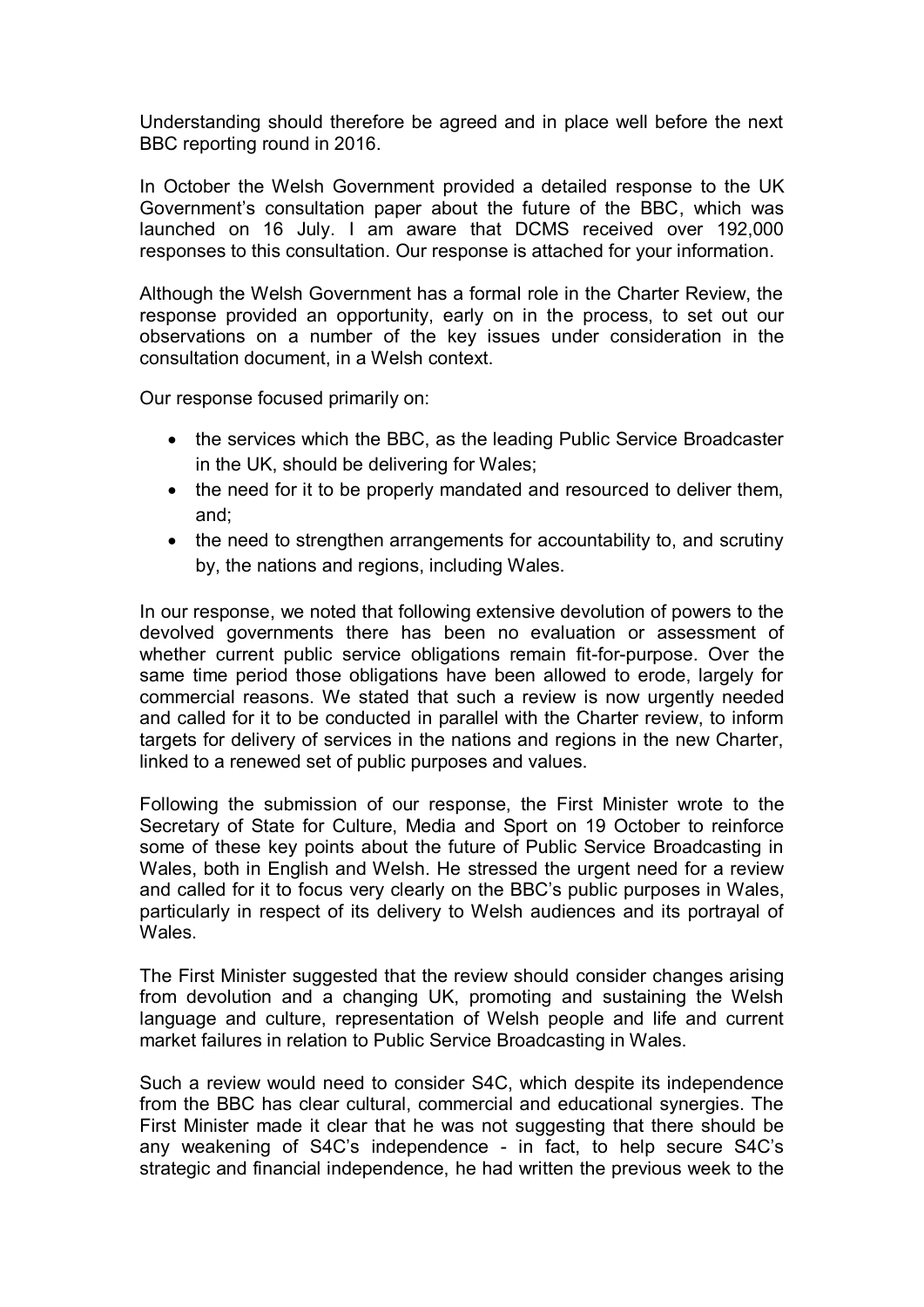Understanding should therefore be agreed and in place well before the next BBC reporting round in 2016.

In October the Welsh Government provided a detailed response to the UK Government's consultation paper about the future of the BBC, which was launched on 16 July. I am aware that DCMS received over 192,000 responses to this consultation. Our response is attached for your information.

Although the Welsh Government has a formal role in the Charter Review, the response provided an opportunity, early on in the process, to set out our observations on a number of the key issues under consideration in the consultation document, in a Welsh context.

Our response focused primarily on:

- the services which the BBC, as the leading Public Service Broadcaster in the UK, should be delivering for Wales;
- the need for it to be properly mandated and resourced to deliver them, and;
- the need to strengthen arrangements for accountability to, and scrutiny by, the nations and regions, including Wales.

In our response, we noted that following extensive devolution of powers to the devolved governments there has been no evaluation or assessment of whether current public service obligations remain fit-for-purpose. Over the same time period those obligations have been allowed to erode, largely for commercial reasons. We stated that such a review is now urgently needed and called for it to be conducted in parallel with the Charter review, to inform targets for delivery of services in the nations and regions in the new Charter, linked to a renewed set of public purposes and values.

Following the submission of our response, the First Minister wrote to the Secretary of State for Culture, Media and Sport on 19 October to reinforce some of these key points about the future of Public Service Broadcasting in Wales, both in English and Welsh. He stressed the urgent need for a review and called for it to focus very clearly on the BBC's public purposes in Wales, particularly in respect of its delivery to Welsh audiences and its portrayal of Wales.

The First Minister suggested that the review should consider changes arising from devolution and a changing UK, promoting and sustaining the Welsh language and culture, representation of Welsh people and life and current market failures in relation to Public Service Broadcasting in Wales.

Such a review would need to consider S4C, which despite its independence from the BBC has clear cultural, commercial and educational synergies. The First Minister made it clear that he was not suggesting that there should be any weakening of S4C's independence - in fact, to help secure S4C's strategic and financial independence, he had written the previous week to the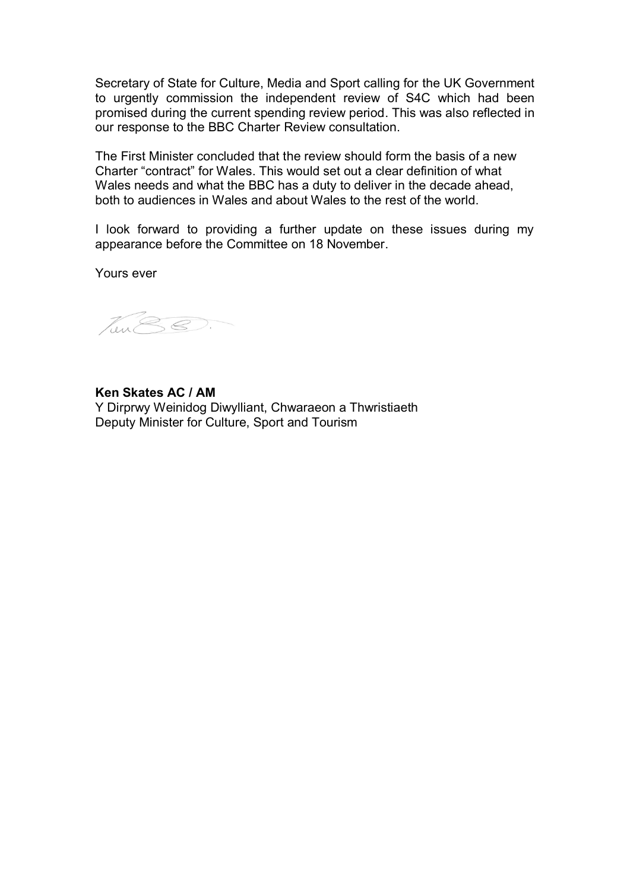Secretary of State for Culture, Media and Sport calling for the UK Government to urgently commission the independent review of S4C which had been promised during the current spending review period. This was also reflected in our response to the BBC Charter Review consultation.

The First Minister concluded that the review should form the basis of a new Charter “contract” for Wales. This would set out a clear definition of what Wales needs and what the BBC has a duty to deliver in the decade ahead, both to audiences in Wales and about Wales to the rest of the world.

I look forward to providing a further update on these issues during my appearance before the Committee on 18 November.

Yours ever

**Ken Skates AC / AM**
Y Dirprwy Weinidog Diwylliant, Chwaraeon a Thwristiaeth
Deputy Minister for Culture, Sport and Tourism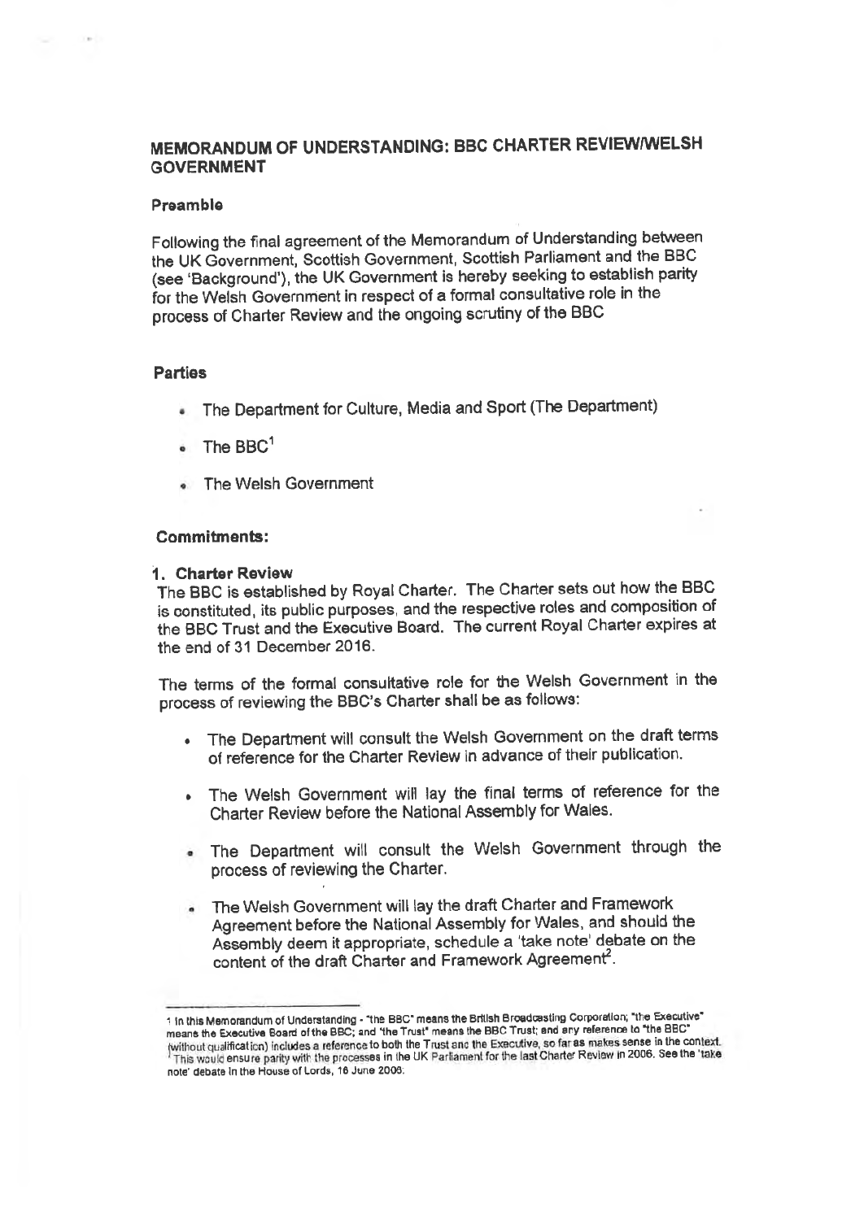## MEMORANDUM OF UNDERSTANDING: BBC CHARTER REVIEW/WELSH GOVERNMENT

### Preamble

Following the final agreement of the Memorandum of Understanding between the UK Government, Scottish Government, Scottish Parliament and the BBC (see 'Background'), the UK Government is hereby seeking to establish parity for the Welsh Government in respect of a formal consultative role in the process of Charter Review and the ongoing scrutiny of the BBC

### Parties

- The Department for Culture, Media and Sport (The Department)
- The BBC[1]
- The Welsh Government

### Commitments:

**1. Charter Review**

The BBC is established by Royal Charter. The Charter sets out how the BBC is constituted, its public purposes, and the respective roles and composition of the BBC Trust and the Executive Board. The current Royal Charter expires at the end of 31 December 2016.

The terms of the formal consultative role for the Welsh Government in the process of reviewing the BBC's Charter shall be as follows:

- The Department will consult the Welsh Government on the draft terms of reference for the Charter Review in advance of their publication.
- The Welsh Government will lay the final terms of reference for the Charter Review before the National Assembly for Wales.
- The Department will consult the Welsh Government through the process of reviewing the Charter.
- The Welsh Government will lay the draft Charter and Framework Agreement before the National Assembly for Wales, and should the Assembly deem it appropriate, schedule a 'take note' debate on the content of the draft Charter and Framework Agreement[2].

---

[1] In this Memorandum of Understanding - "the BBC" means the British Broadcasting Corporation; "the Executive" means the Executive Board of the BBC; and "the Trust" means the BBC Trust; and any reference to "the BBC" (without qualification) includes a reference to both the Trust and the Executive, so far as makes sense in the context.

[2] This would ensure parity with the processes in the UK Parliament for the last Charter Review in 2006. See the 'take note' debate in the House of Lords, 16 June 2006.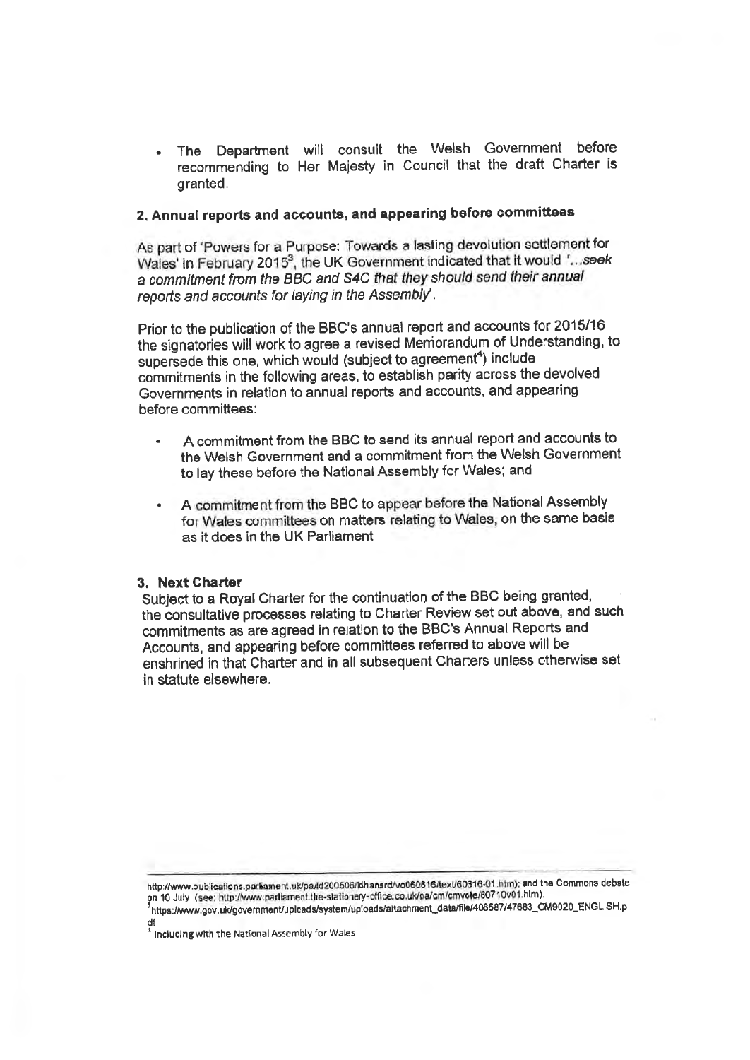- The Department will consult the Welsh Government before recommending to Her Majesty in Council that the draft Charter is granted.

## 2. Annual reports and accounts, and appearing before committees

As part of 'Powers for a Purpose: Towards a lasting devolution settlement for Wales' in February 2015[3], the UK Government indicated that it would *'...seek a commitment from the BBC and S4C that they should send their annual reports and accounts for laying in the Assembly'*.

Prior to the publication of the BBC's annual report and accounts for 2015/16 the signatories will work to agree a revised Memorandum of Understanding, to supersede this one, which would (subject to agreement[4]) include commitments in the following areas, to establish parity across the devolved Governments in relation to annual reports and accounts, and appearing before committees:

- A commitment from the BBC to send its annual report and accounts to the Welsh Government and a commitment from the Welsh Government to lay these before the National Assembly for Wales; and
- A commitment from the BBC to appear before the National Assembly for Wales committees on matters relating to Wales, on the same basis as it does in the UK Parliament

## 3. Next Charter

Subject to a Royal Charter for the continuation of the BBC being granted, the consultative processes relating to Charter Review set out above, and such commitments as are agreed in relation to the BBC's Annual Reports and Accounts, and appearing before committees referred to above will be enshrined in that Charter and in all subsequent Charters unless otherwise set in statute elsewhere.

---

http://www.publications.parliament.uk/pa/ld200506/ldhansrd/vo060616/text/60616-01.htm); and the Commons debate on 10 July (see: http://www.parliament.the-stationery-office.co.uk/pa/cm/cmvote/60710v01.htm).

[3] https://www.gov.uk/government/uploads/system/uploads/attachment_data/file/408587/47683_CM9020_ENGLISH.pdf

[4] Including with the National Assembly for Wales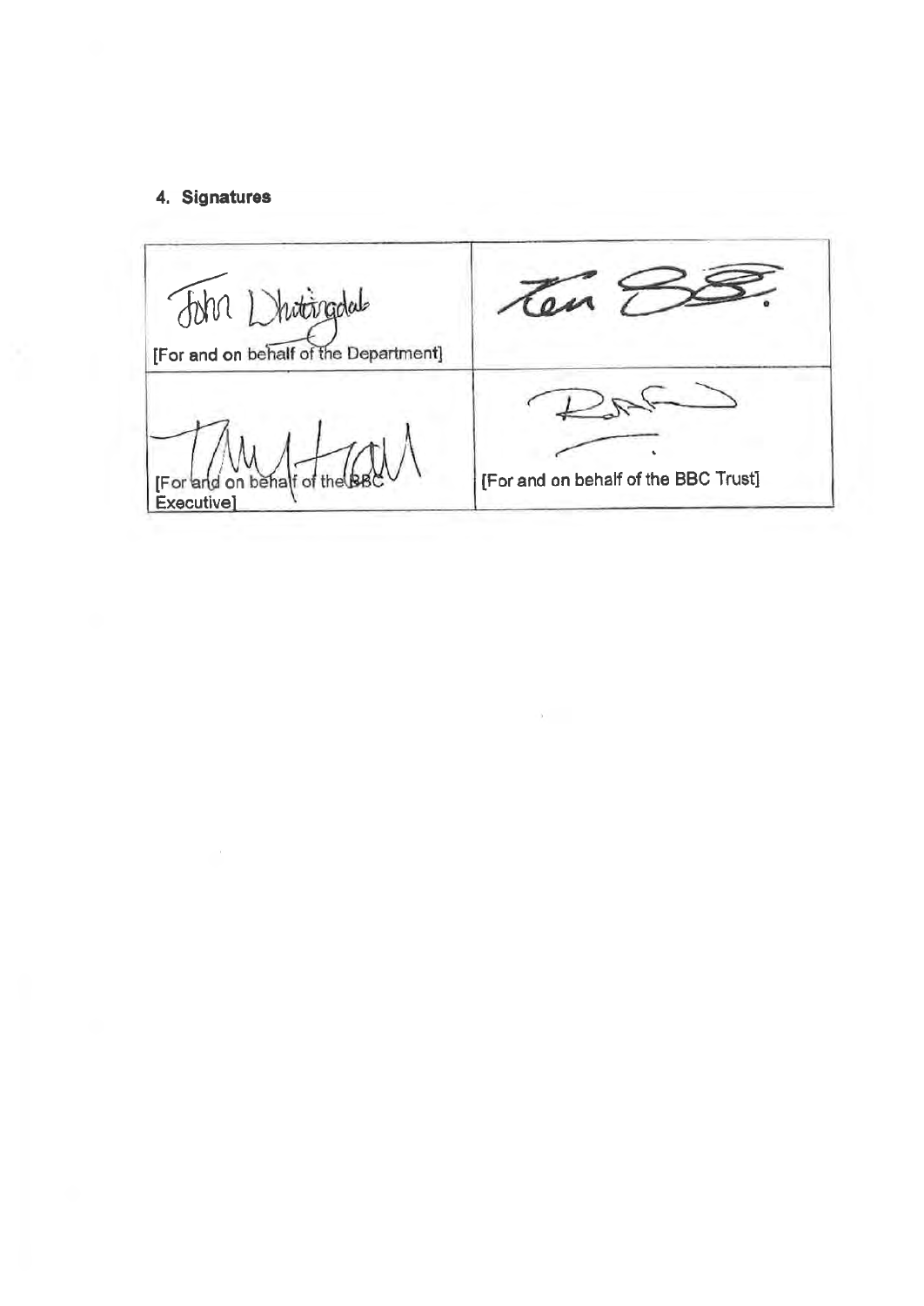#### 4. Signatures

| | |
|---|---|
| [For and on behalf of the Department] | |
| [For and on behalf of the BBC Executive] | [For and on behalf of the BBC Trust] |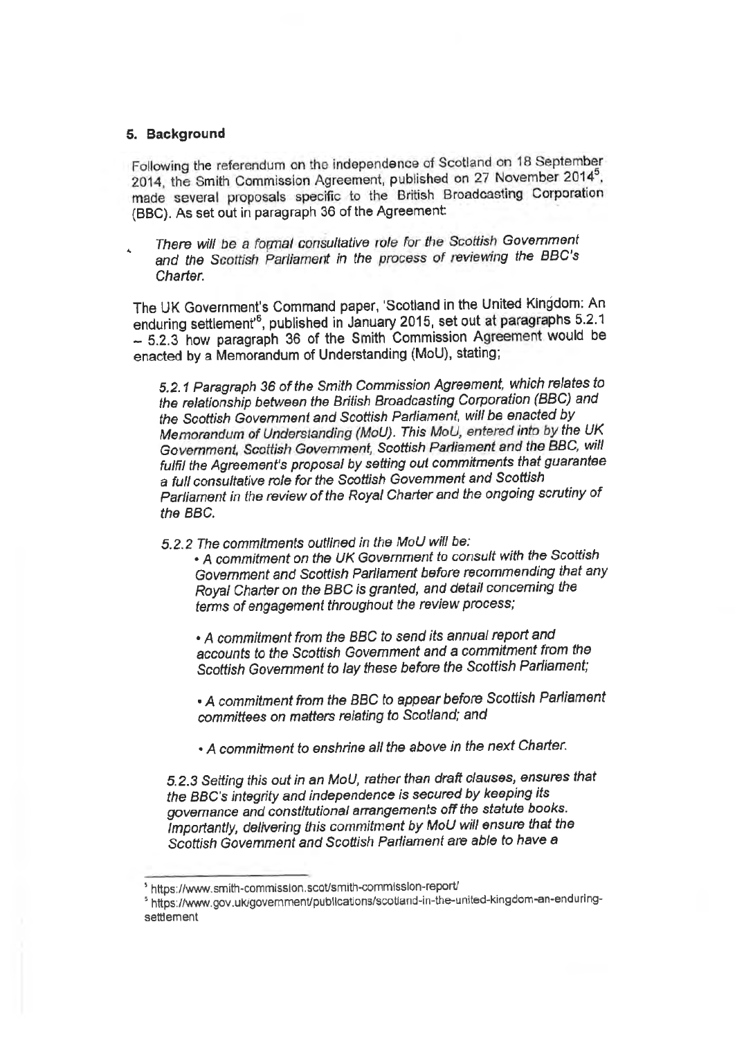## 5. Background

Following the referendum on the independence of Scotland on 18 September 2014, the Smith Commission Agreement, published on 27 November 2014[5], made several proposals specific to the British Broadcasting Corporation (BBC). As set out in paragraph 36 of the Agreement:

> *There will be a formal consultative role for the Scottish Government and the Scottish Parliament in the process of reviewing the BBC's Charter.*

The UK Government's Command paper, 'Scotland in the United Kingdom: An enduring settlement'[6], published in January 2015, set out at paragraphs 5.2.1 – 5.2.3 how paragraph 36 of the Smith Commission Agreement would be enacted by a Memorandum of Understanding (MoU), stating;

> *5.2.1 Paragraph 36 of the Smith Commission Agreement, which relates to the relationship between the British Broadcasting Corporation (BBC) and the Scottish Government and Scottish Parliament, will be enacted by Memorandum of Understanding (MoU). This MoU, entered into by the UK Government, Scottish Government, Scottish Parliament and the BBC, will fulfil the Agreement's proposal by setting out commitments that guarantee a full consultative role for the Scottish Government and Scottish Parliament in the review of the Royal Charter and the ongoing scrutiny of the BBC.*
>
> *5.2.2 The commitments outlined in the MoU will be:*
>
> - *A commitment on the UK Government to consult with the Scottish Government and Scottish Parliament before recommending that any Royal Charter on the BBC is granted, and detail concerning the terms of engagement throughout the review process;*
> - *A commitment from the BBC to send its annual report and accounts to the Scottish Government and a commitment from the Scottish Government to lay these before the Scottish Parliament;*
> - *A commitment from the BBC to appear before Scottish Parliament committees on matters relating to Scotland; and*
> - *A commitment to enshrine all the above in the next Charter.*
>
> *5.2.3 Setting this out in an MoU, rather than draft clauses, ensures that the BBC's integrity and independence is secured by keeping its governance and constitutional arrangements off the statute books. Importantly, delivering this commitment by MoU will ensure that the Scottish Government and Scottish Parliament are able to have a*

---

[5] https://www.smith-commission.scot/smith-commission-report/

[6] https://www.gov.uk/government/publications/scotland-in-the-united-kingdom-an-enduring-settlement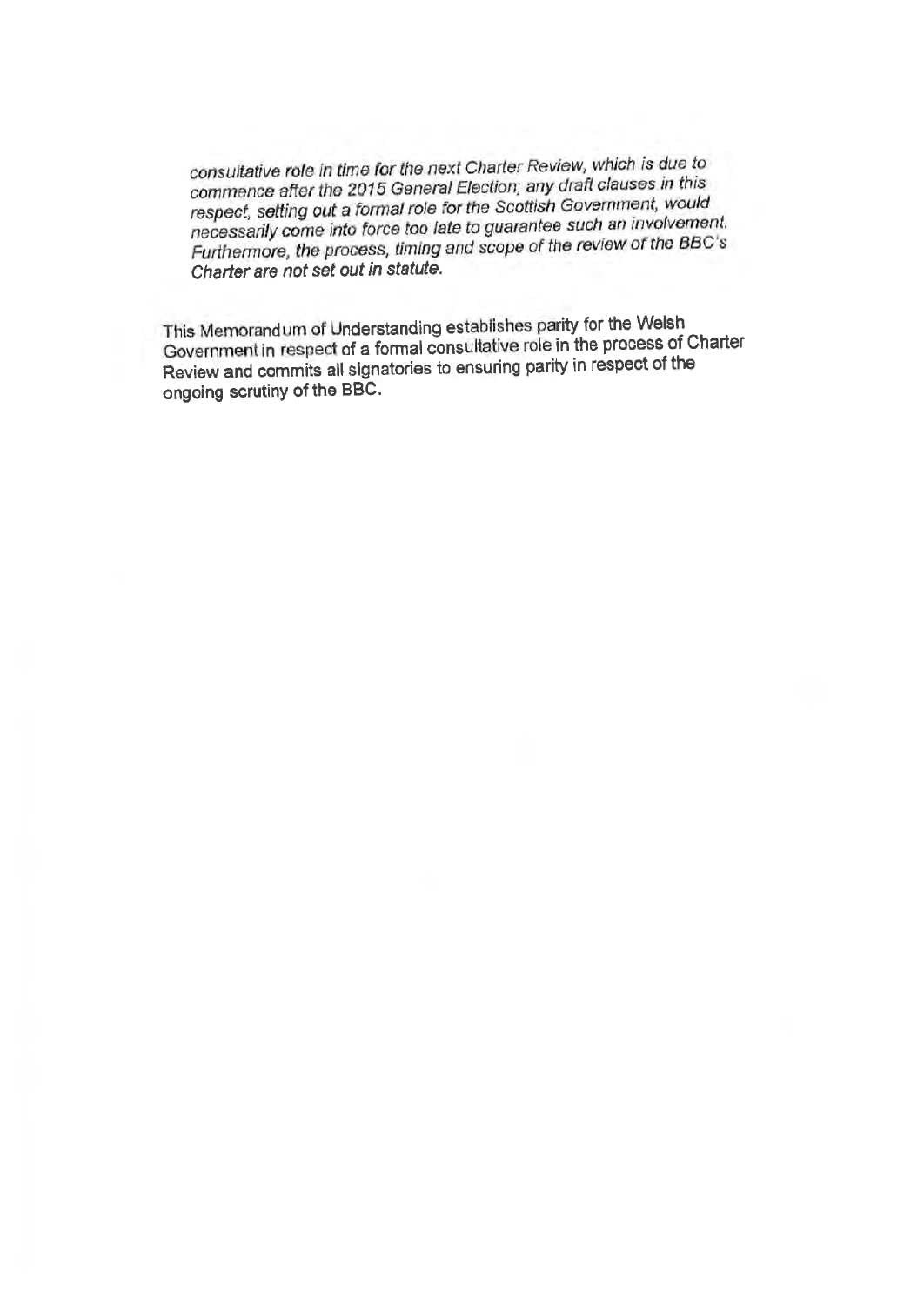*consultative role in time for the next Charter Review, which is due to commence after the 2015 General Election; any draft clauses in this respect, setting out a formal role for the Scottish Government, would necessarily come into force too late to guarantee such an involvement. Furthermore, the process, timing and scope of the review of the BBC's Charter are not set out in statute.*

This Memorandum of Understanding establishes parity for the Welsh Government in respect of a formal consultative role in the process of Charter Review and commits all signatories to ensuring parity in respect of the ongoing scrutiny of the BBC.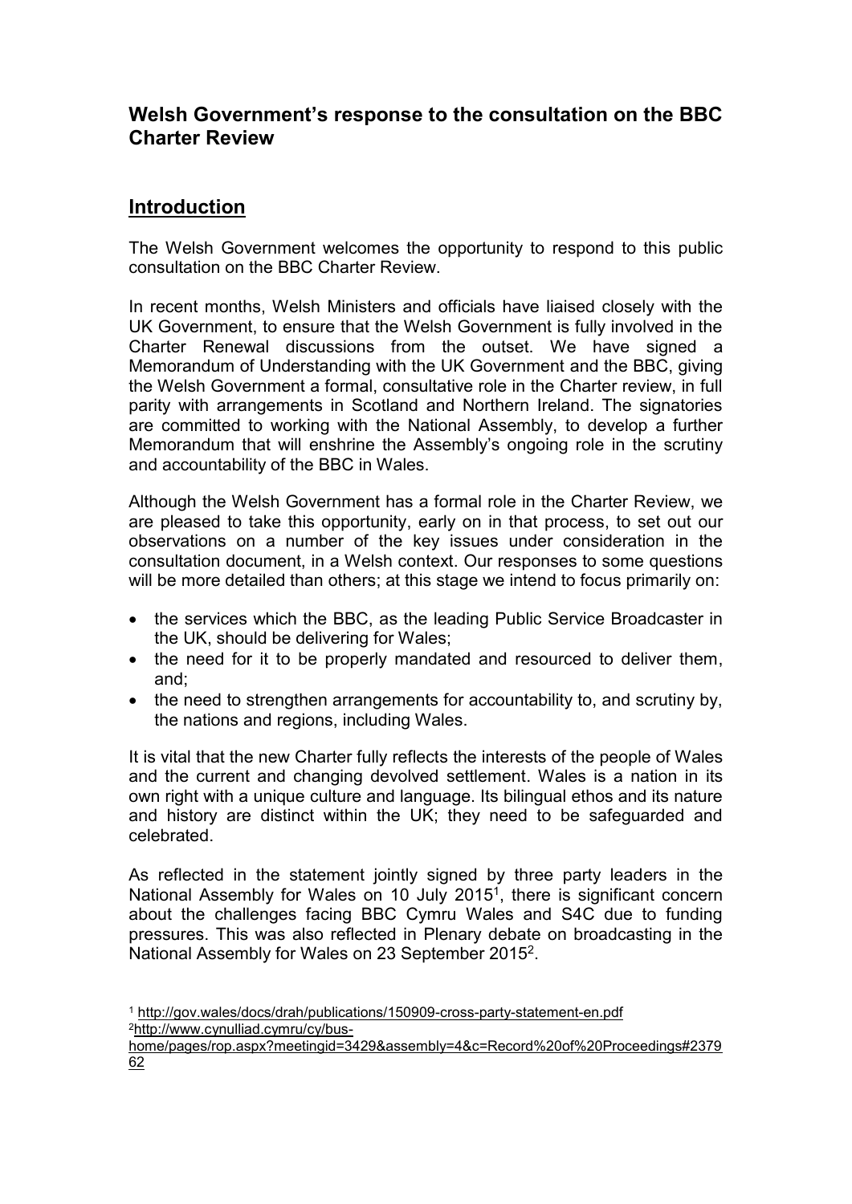## Welsh Government's response to the consultation on the BBC Charter Review

## Introduction

The Welsh Government welcomes the opportunity to respond to this public consultation on the BBC Charter Review.

In recent months, Welsh Ministers and officials have liaised closely with the UK Government, to ensure that the Welsh Government is fully involved in the Charter Renewal discussions from the outset. We have signed a Memorandum of Understanding with the UK Government and the BBC, giving the Welsh Government a formal, consultative role in the Charter review, in full parity with arrangements in Scotland and Northern Ireland. The signatories are committed to working with the National Assembly, to develop a further Memorandum that will enshrine the Assembly's ongoing role in the scrutiny and accountability of the BBC in Wales.

Although the Welsh Government has a formal role in the Charter Review, we are pleased to take this opportunity, early on in that process, to set out our observations on a number of the key issues under consideration in the consultation document, in a Welsh context. Our responses to some questions will be more detailed than others; at this stage we intend to focus primarily on:

- the services which the BBC, as the leading Public Service Broadcaster in the UK, should be delivering for Wales;
- the need for it to be properly mandated and resourced to deliver them, and;
- the need to strengthen arrangements for accountability to, and scrutiny by, the nations and regions, including Wales.

It is vital that the new Charter fully reflects the interests of the people of Wales and the current and changing devolved settlement. Wales is a nation in its own right with a unique culture and language. Its bilingual ethos and its nature and history are distinct within the UK; they need to be safeguarded and celebrated.

As reflected in the statement jointly signed by three party leaders in the National Assembly for Wales on 10 July 2015[1], there is significant concern about the challenges facing BBC Cymru Wales and S4C due to funding pressures. This was also reflected in Plenary debate on broadcasting in the National Assembly for Wales on 23 September 2015[2].

[1] http://gov.wales/docs/drah/publications/150909-cross-party-statement-en.pdf
[2] http://www.cynulliad.cymru/cy/bus-home/pages/rop.aspx?meetingid=3429&assembly=4&c=Record%20of%20Proceedings#237962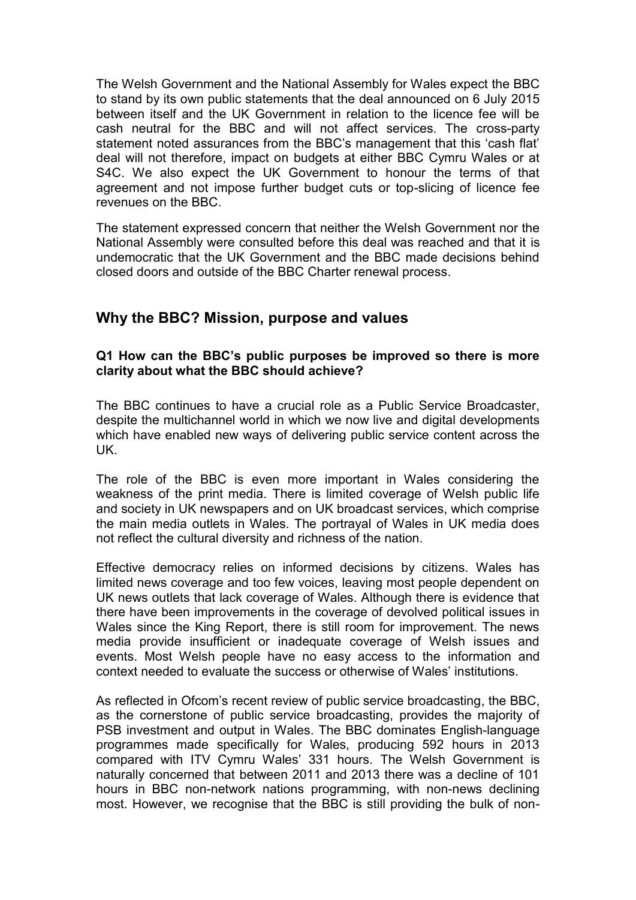The Welsh Government and the National Assembly for Wales expect the BBC to stand by its own public statements that the deal announced on 6 July 2015 between itself and the UK Government in relation to the licence fee will be cash neutral for the BBC and will not affect services. The cross-party statement noted assurances from the BBC's management that this 'cash flat' deal will not therefore, impact on budgets at either BBC Cymru Wales or at S4C. We also expect the UK Government to honour the terms of that agreement and not impose further budget cuts or top-slicing of licence fee revenues on the BBC.

The statement expressed concern that neither the Welsh Government nor the National Assembly were consulted before this deal was reached and that it is undemocratic that the UK Government and the BBC made decisions behind closed doors and outside of the BBC Charter renewal process.

## Why the BBC? Mission, purpose and values

**Q1 How can the BBC's public purposes be improved so there is more clarity about what the BBC should achieve?**

The BBC continues to have a crucial role as a Public Service Broadcaster, despite the multichannel world in which we now live and digital developments which have enabled new ways of delivering public service content across the UK.

The role of the BBC is even more important in Wales considering the weakness of the print media. There is limited coverage of Welsh public life and society in UK newspapers and on UK broadcast services, which comprise the main media outlets in Wales. The portrayal of Wales in UK media does not reflect the cultural diversity and richness of the nation.

Effective democracy relies on informed decisions by citizens. Wales has limited news coverage and too few voices, leaving most people dependent on UK news outlets that lack coverage of Wales. Although there is evidence that there have been improvements in the coverage of devolved political issues in Wales since the King Report, there is still room for improvement. The news media provide insufficient or inadequate coverage of Welsh issues and events. Most Welsh people have no easy access to the information and context needed to evaluate the success or otherwise of Wales' institutions.

As reflected in Ofcom's recent review of public service broadcasting, the BBC, as the cornerstone of public service broadcasting, provides the majority of PSB investment and output in Wales. The BBC dominates English-language programmes made specifically for Wales, producing 592 hours in 2013 compared with ITV Cymru Wales' 331 hours. The Welsh Government is naturally concerned that between 2011 and 2013 there was a decline of 101 hours in BBC non-network nations programming, with non-news declining most. However, we recognise that the BBC is still providing the bulk of non-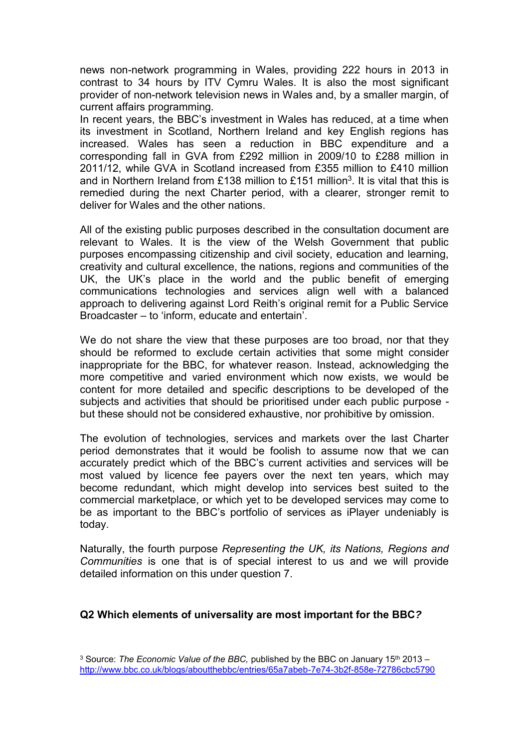news non-network programming in Wales, providing 222 hours in 2013 in contrast to 34 hours by ITV Cymru Wales. It is also the most significant provider of non-network television news in Wales and, by a smaller margin, of current affairs programming.

In recent years, the BBC's investment in Wales has reduced, at a time when its investment in Scotland, Northern Ireland and key English regions has increased. Wales has seen a reduction in BBC expenditure and a corresponding fall in GVA from £292 million in 2009/10 to £288 million in 2011/12, while GVA in Scotland increased from £355 million to £410 million and in Northern Ireland from £138 million to £151 million[3]. It is vital that this is remedied during the next Charter period, with a clearer, stronger remit to deliver for Wales and the other nations.

All of the existing public purposes described in the consultation document are relevant to Wales. It is the view of the Welsh Government that public purposes encompassing citizenship and civil society, education and learning, creativity and cultural excellence, the nations, regions and communities of the UK, the UK's place in the world and the public benefit of emerging communications technologies and services align well with a balanced approach to delivering against Lord Reith's original remit for a Public Service Broadcaster – to 'inform, educate and entertain'.

We do not share the view that these purposes are too broad, nor that they should be reformed to exclude certain activities that some might consider inappropriate for the BBC, for whatever reason. Instead, acknowledging the more competitive and varied environment which now exists, we would be content for more detailed and specific descriptions to be developed of the subjects and activities that should be prioritised under each public purpose - but these should not be considered exhaustive, nor prohibitive by omission.

The evolution of technologies, services and markets over the last Charter period demonstrates that it would be foolish to assume now that we can accurately predict which of the BBC's current activities and services will be most valued by licence fee payers over the next ten years, which may become redundant, which might develop into services best suited to the commercial marketplace, or which yet to be developed services may come to be as important to the BBC's portfolio of services as iPlayer undeniably is today.

Naturally, the fourth purpose *Representing the UK, its Nations, Regions and Communities* is one that is of special interest to us and we will provide detailed information on this under question 7.

**Q2 Which elements of universality are most important for the BBC*?***

[3] Source: *The Economic Value of the BBC,* published by the BBC on January 15th 2013 – http://www.bbc.co.uk/blogs/aboutthebbc/entries/65a7abeb-7e74-3b2f-858e-72786cbc5790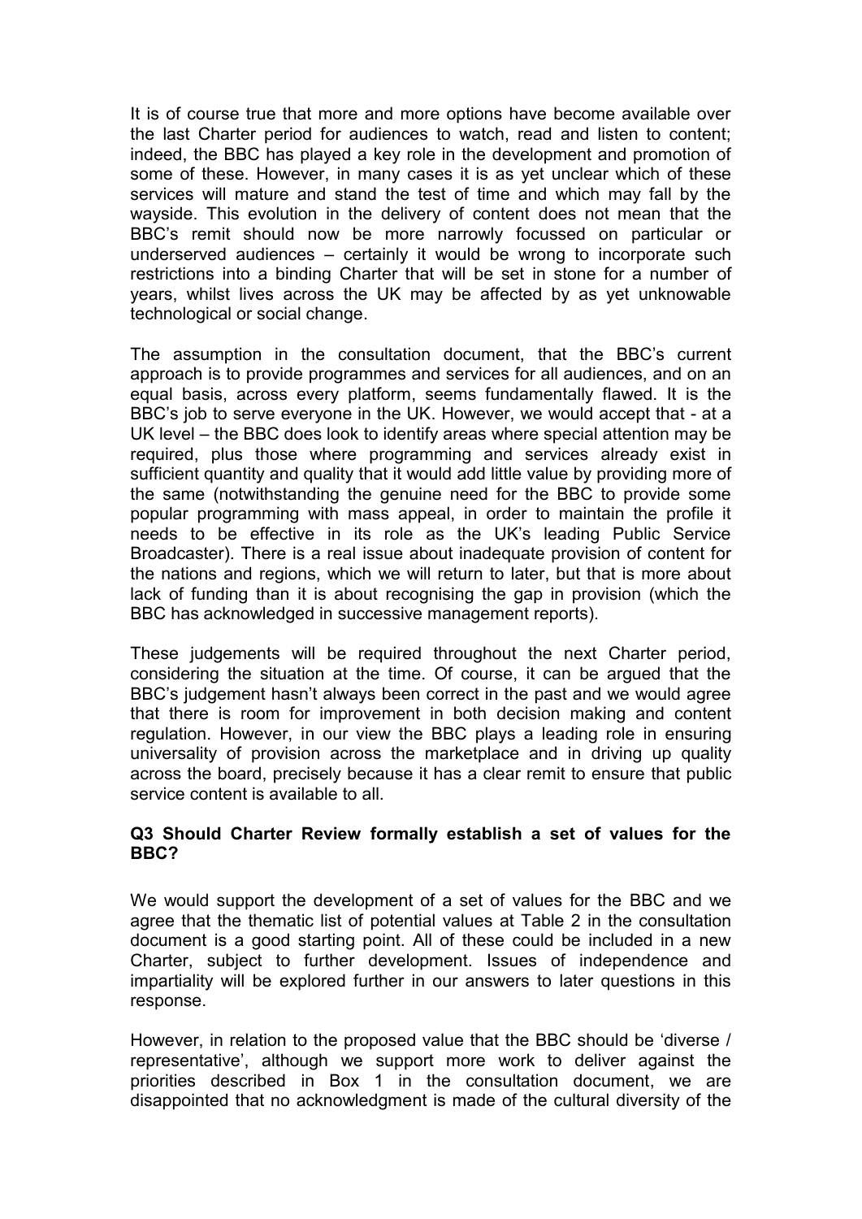It is of course true that more and more options have become available over the last Charter period for audiences to watch, read and listen to content; indeed, the BBC has played a key role in the development and promotion of some of these. However, in many cases it is as yet unclear which of these services will mature and stand the test of time and which may fall by the wayside. This evolution in the delivery of content does not mean that the BBC's remit should now be more narrowly focussed on particular or underserved audiences – certainly it would be wrong to incorporate such restrictions into a binding Charter that will be set in stone for a number of years, whilst lives across the UK may be affected by as yet unknowable technological or social change.

The assumption in the consultation document, that the BBC's current approach is to provide programmes and services for all audiences, and on an equal basis, across every platform, seems fundamentally flawed. It is the BBC's job to serve everyone in the UK. However, we would accept that - at a UK level – the BBC does look to identify areas where special attention may be required, plus those where programming and services already exist in sufficient quantity and quality that it would add little value by providing more of the same (notwithstanding the genuine need for the BBC to provide some popular programming with mass appeal, in order to maintain the profile it needs to be effective in its role as the UK's leading Public Service Broadcaster). There is a real issue about inadequate provision of content for the nations and regions, which we will return to later, but that is more about lack of funding than it is about recognising the gap in provision (which the BBC has acknowledged in successive management reports).

These judgements will be required throughout the next Charter period, considering the situation at the time. Of course, it can be argued that the BBC's judgement hasn't always been correct in the past and we would agree that there is room for improvement in both decision making and content regulation. However, in our view the BBC plays a leading role in ensuring universality of provision across the marketplace and in driving up quality across the board, precisely because it has a clear remit to ensure that public service content is available to all.

**Q3 Should Charter Review formally establish a set of values for the BBC?**

We would support the development of a set of values for the BBC and we agree that the thematic list of potential values at Table 2 in the consultation document is a good starting point. All of these could be included in a new Charter, subject to further development. Issues of independence and impartiality will be explored further in our answers to later questions in this response.

However, in relation to the proposed value that the BBC should be 'diverse / representative', although we support more work to deliver against the priorities described in Box 1 in the consultation document, we are disappointed that no acknowledgment is made of the cultural diversity of the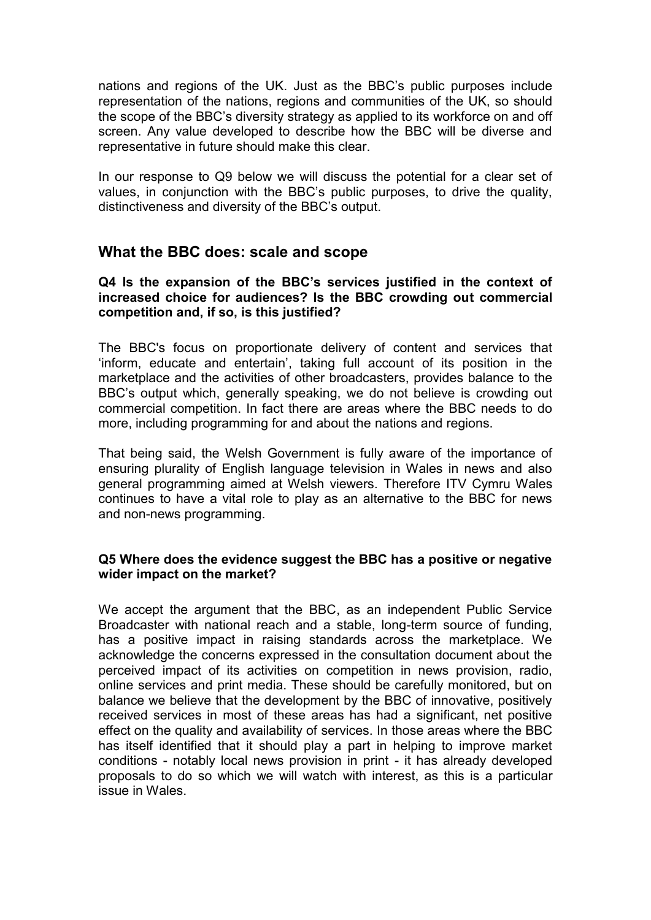nations and regions of the UK. Just as the BBC's public purposes include representation of the nations, regions and communities of the UK, so should the scope of the BBC's diversity strategy as applied to its workforce on and off screen. Any value developed to describe how the BBC will be diverse and representative in future should make this clear.

In our response to Q9 below we will discuss the potential for a clear set of values, in conjunction with the BBC's public purposes, to drive the quality, distinctiveness and diversity of the BBC's output.

## What the BBC does: scale and scope

**Q4 Is the expansion of the BBC's services justified in the context of increased choice for audiences? Is the BBC crowding out commercial competition and, if so, is this justified?**

The BBC's focus on proportionate delivery of content and services that 'inform, educate and entertain', taking full account of its position in the marketplace and the activities of other broadcasters, provides balance to the BBC's output which, generally speaking, we do not believe is crowding out commercial competition. In fact there are areas where the BBC needs to do more, including programming for and about the nations and regions.

That being said, the Welsh Government is fully aware of the importance of ensuring plurality of English language television in Wales in news and also general programming aimed at Welsh viewers. Therefore ITV Cymru Wales continues to have a vital role to play as an alternative to the BBC for news and non-news programming.

**Q5 Where does the evidence suggest the BBC has a positive or negative wider impact on the market?**

We accept the argument that the BBC, as an independent Public Service Broadcaster with national reach and a stable, long-term source of funding, has a positive impact in raising standards across the marketplace. We acknowledge the concerns expressed in the consultation document about the perceived impact of its activities on competition in news provision, radio, online services and print media. These should be carefully monitored, but on balance we believe that the development by the BBC of innovative, positively received services in most of these areas has had a significant, net positive effect on the quality and availability of services. In those areas where the BBC has itself identified that it should play a part in helping to improve market conditions - notably local news provision in print - it has already developed proposals to do so which we will watch with interest, as this is a particular issue in Wales.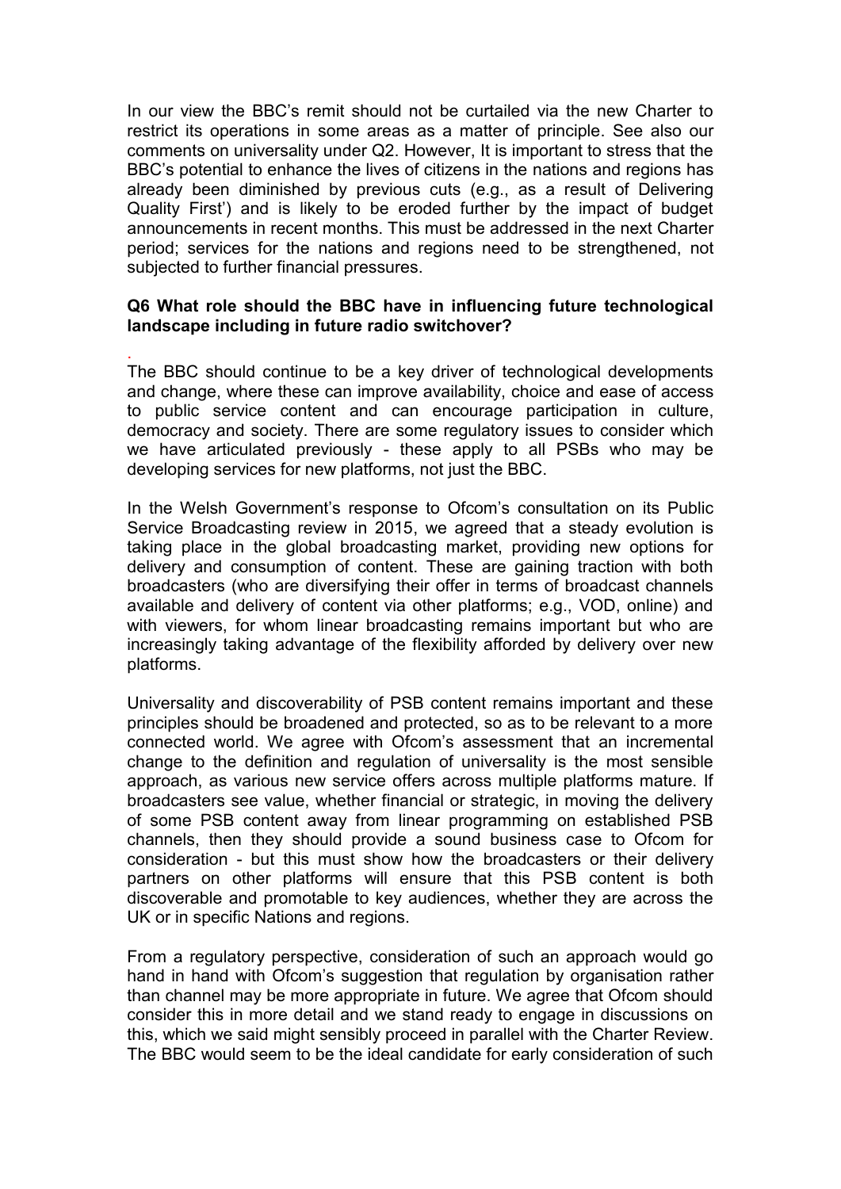In our view the BBC's remit should not be curtailed via the new Charter to restrict its operations in some areas as a matter of principle. See also our comments on universality under Q2. However, It is important to stress that the BBC's potential to enhance the lives of citizens in the nations and regions has already been diminished by previous cuts (e.g., as a result of Delivering Quality First') and is likely to be eroded further by the impact of budget announcements in recent months. This must be addressed in the next Charter period; services for the nations and regions need to be strengthened, not subjected to further financial pressures.

**Q6 What role should the BBC have in influencing future technological landscape including in future radio switchover?**

.
The BBC should continue to be a key driver of technological developments and change, where these can improve availability, choice and ease of access to public service content and can encourage participation in culture, democracy and society. There are some regulatory issues to consider which we have articulated previously - these apply to all PSBs who may be developing services for new platforms, not just the BBC.

In the Welsh Government's response to Ofcom's consultation on its Public Service Broadcasting review in 2015, we agreed that a steady evolution is taking place in the global broadcasting market, providing new options for delivery and consumption of content. These are gaining traction with both broadcasters (who are diversifying their offer in terms of broadcast channels available and delivery of content via other platforms; e.g., VOD, online) and with viewers, for whom linear broadcasting remains important but who are increasingly taking advantage of the flexibility afforded by delivery over new platforms.

Universality and discoverability of PSB content remains important and these principles should be broadened and protected, so as to be relevant to a more connected world. We agree with Ofcom's assessment that an incremental change to the definition and regulation of universality is the most sensible approach, as various new service offers across multiple platforms mature. If broadcasters see value, whether financial or strategic, in moving the delivery of some PSB content away from linear programming on established PSB channels, then they should provide a sound business case to Ofcom for consideration - but this must show how the broadcasters or their delivery partners on other platforms will ensure that this PSB content is both discoverable and promotable to key audiences, whether they are across the UK or in specific Nations and regions.

From a regulatory perspective, consideration of such an approach would go hand in hand with Ofcom's suggestion that regulation by organisation rather than channel may be more appropriate in future. We agree that Ofcom should consider this in more detail and we stand ready to engage in discussions on this, which we said might sensibly proceed in parallel with the Charter Review. The BBC would seem to be the ideal candidate for early consideration of such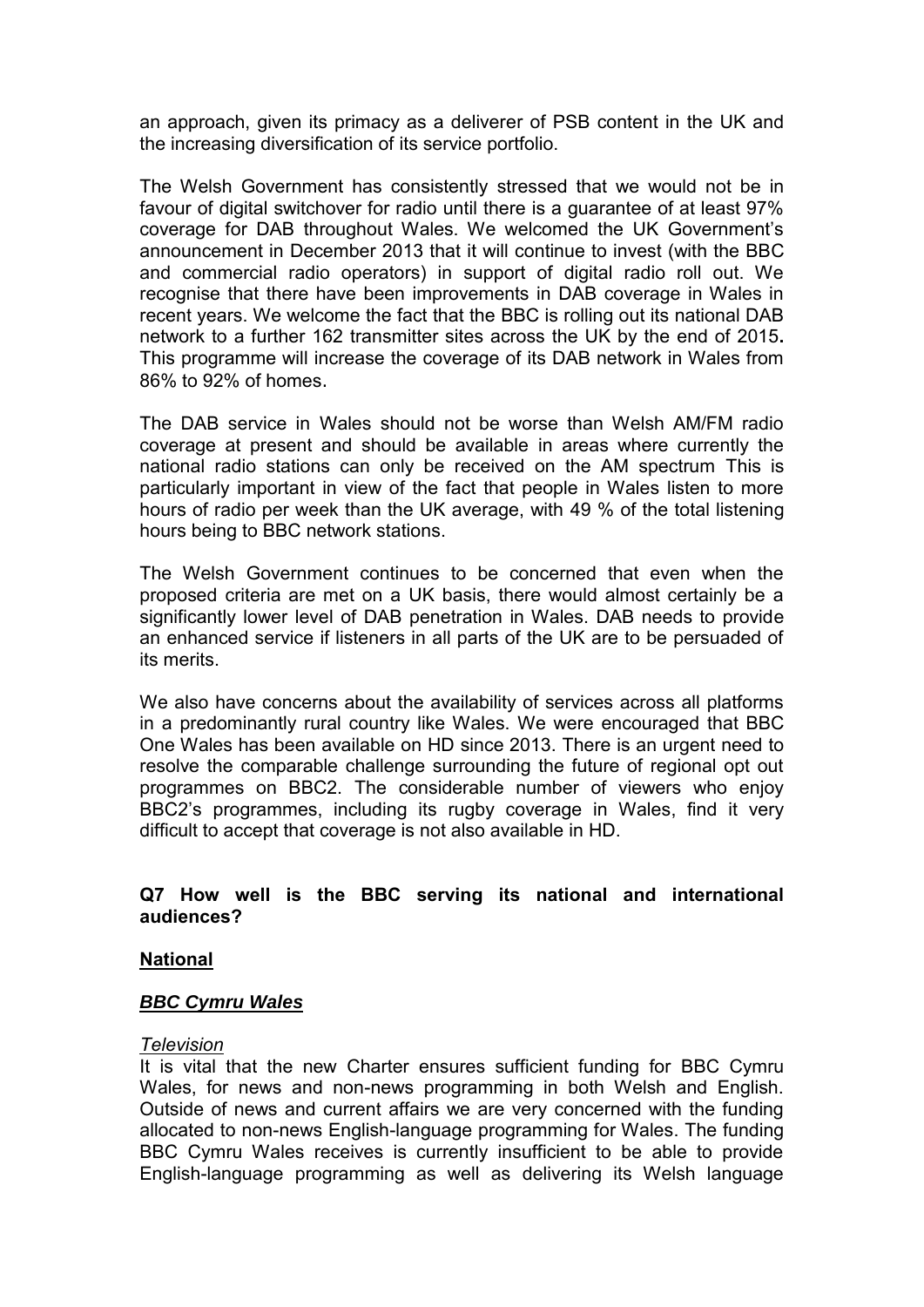an approach, given its primacy as a deliverer of PSB content in the UK and the increasing diversification of its service portfolio.

The Welsh Government has consistently stressed that we would not be in favour of digital switchover for radio until there is a guarantee of at least 97% coverage for DAB throughout Wales. We welcomed the UK Government's announcement in December 2013 that it will continue to invest (with the BBC and commercial radio operators) in support of digital radio roll out. We recognise that there have been improvements in DAB coverage in Wales in recent years. We welcome the fact that the BBC is rolling out its national DAB network to a further 162 transmitter sites across the UK by the end of 2015**.** This programme will increase the coverage of its DAB network in Wales from 86% to 92% of homes.

The DAB service in Wales should not be worse than Welsh AM/FM radio coverage at present and should be available in areas where currently the national radio stations can only be received on the AM spectrum This is particularly important in view of the fact that people in Wales listen to more hours of radio per week than the UK average, with 49 % of the total listening hours being to BBC network stations.

The Welsh Government continues to be concerned that even when the proposed criteria are met on a UK basis, there would almost certainly be a significantly lower level of DAB penetration in Wales. DAB needs to provide an enhanced service if listeners in all parts of the UK are to be persuaded of its merits.

We also have concerns about the availability of services across all platforms in a predominantly rural country like Wales. We were encouraged that BBC One Wales has been available on HD since 2013. There is an urgent need to resolve the comparable challenge surrounding the future of regional opt out programmes on BBC2. The considerable number of viewers who enjoy BBC2's programmes, including its rugby coverage in Wales, find it very difficult to accept that coverage is not also available in HD.

## Q7 How well is the BBC serving its national and international audiences?

### National

#### ***BBC Cymru Wales***

*Television*

It is vital that the new Charter ensures sufficient funding for BBC Cymru Wales, for news and non-news programming in both Welsh and English. Outside of news and current affairs we are very concerned with the funding allocated to non-news English-language programming for Wales. The funding BBC Cymru Wales receives is currently insufficient to be able to provide English-language programming as well as delivering its Welsh language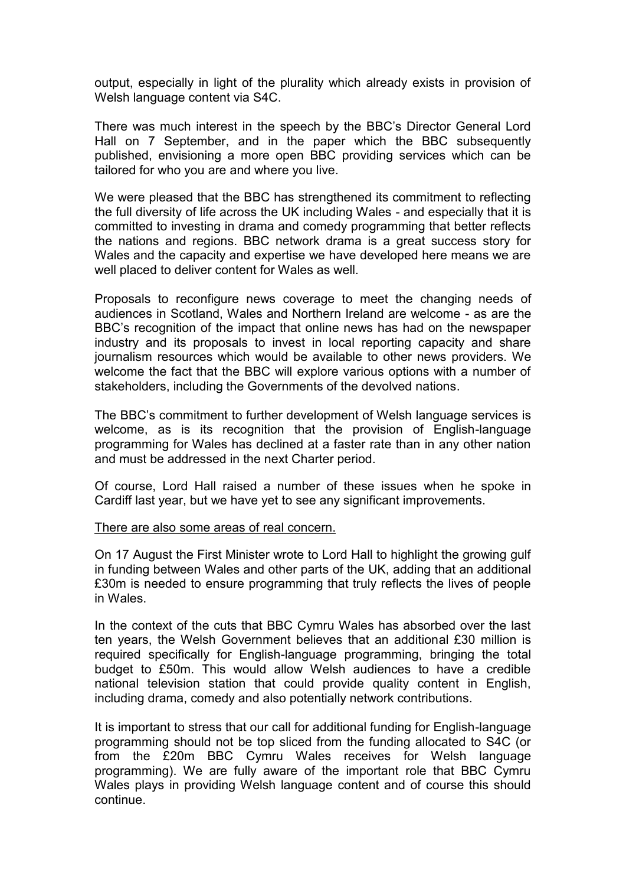output, especially in light of the plurality which already exists in provision of Welsh language content via S4C.

There was much interest in the speech by the BBC's Director General Lord Hall on 7 September, and in the paper which the BBC subsequently published, envisioning a more open BBC providing services which can be tailored for who you are and where you live.

We were pleased that the BBC has strengthened its commitment to reflecting the full diversity of life across the UK including Wales - and especially that it is committed to investing in drama and comedy programming that better reflects the nations and regions. BBC network drama is a great success story for Wales and the capacity and expertise we have developed here means we are well placed to deliver content for Wales as well.

Proposals to reconfigure news coverage to meet the changing needs of audiences in Scotland, Wales and Northern Ireland are welcome - as are the BBC's recognition of the impact that online news has had on the newspaper industry and its proposals to invest in local reporting capacity and share journalism resources which would be available to other news providers. We welcome the fact that the BBC will explore various options with a number of stakeholders, including the Governments of the devolved nations.

The BBC's commitment to further development of Welsh language services is welcome, as is its recognition that the provision of English-language programming for Wales has declined at a faster rate than in any other nation and must be addressed in the next Charter period.

Of course, Lord Hall raised a number of these issues when he spoke in Cardiff last year, but we have yet to see any significant improvements.

<u>There are also some areas of real concern.</u>

On 17 August the First Minister wrote to Lord Hall to highlight the growing gulf in funding between Wales and other parts of the UK, adding that an additional £30m is needed to ensure programming that truly reflects the lives of people in Wales.

In the context of the cuts that BBC Cymru Wales has absorbed over the last ten years, the Welsh Government believes that an additional £30 million is required specifically for English-language programming, bringing the total budget to £50m. This would allow Welsh audiences to have a credible national television station that could provide quality content in English, including drama, comedy and also potentially network contributions.

It is important to stress that our call for additional funding for English-language programming should not be top sliced from the funding allocated to S4C (or from the £20m BBC Cymru Wales receives for Welsh language programming). We are fully aware of the important role that BBC Cymru Wales plays in providing Welsh language content and of course this should continue.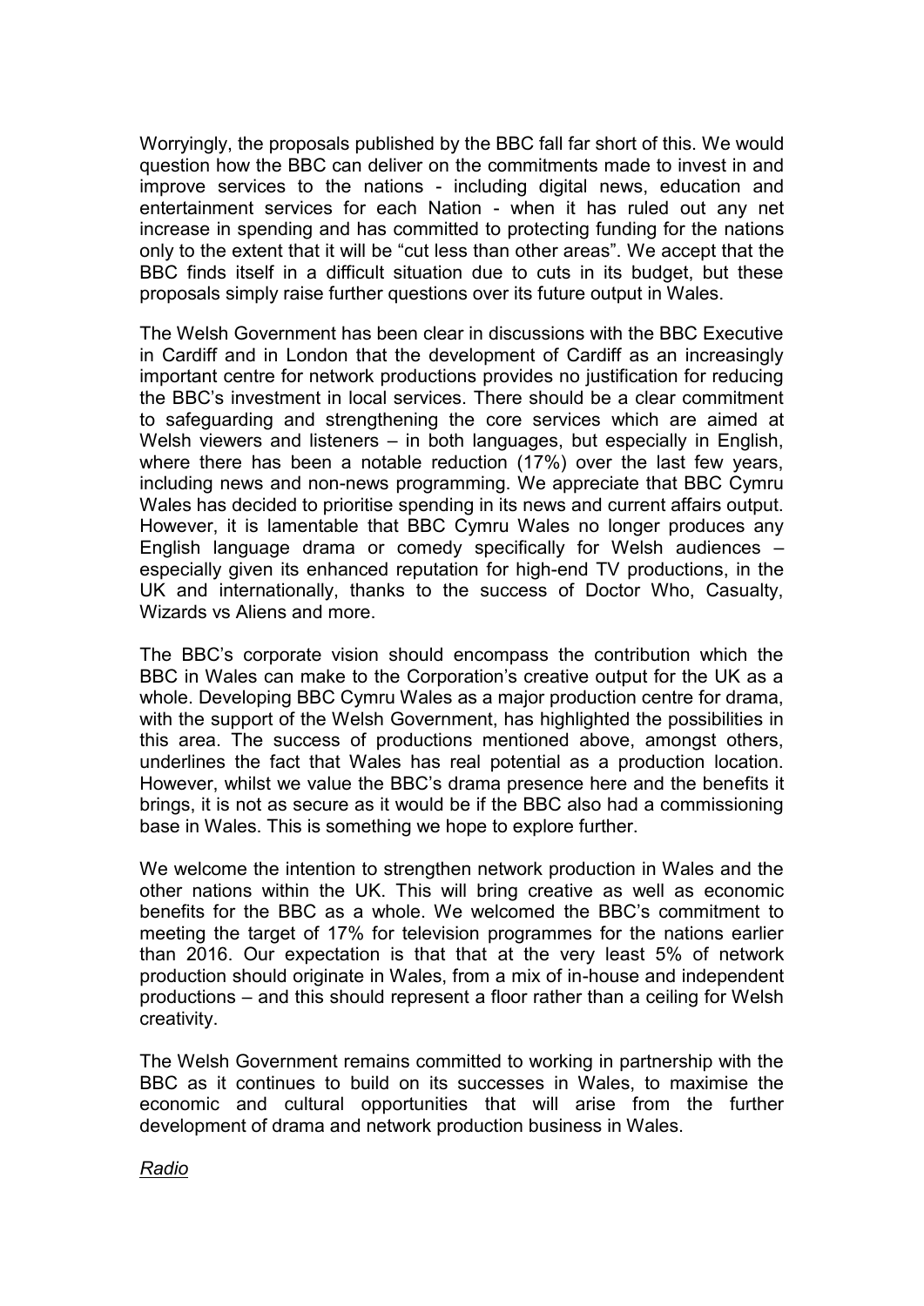Worryingly, the proposals published by the BBC fall far short of this. We would question how the BBC can deliver on the commitments made to invest in and improve services to the nations - including digital news, education and entertainment services for each Nation - when it has ruled out any net increase in spending and has committed to protecting funding for the nations only to the extent that it will be "cut less than other areas". We accept that the BBC finds itself in a difficult situation due to cuts in its budget, but these proposals simply raise further questions over its future output in Wales.

The Welsh Government has been clear in discussions with the BBC Executive in Cardiff and in London that the development of Cardiff as an increasingly important centre for network productions provides no justification for reducing the BBC's investment in local services. There should be a clear commitment to safeguarding and strengthening the core services which are aimed at Welsh viewers and listeners – in both languages, but especially in English, where there has been a notable reduction (17%) over the last few years, including news and non-news programming. We appreciate that BBC Cymru Wales has decided to prioritise spending in its news and current affairs output. However, it is lamentable that BBC Cymru Wales no longer produces any English language drama or comedy specifically for Welsh audiences – especially given its enhanced reputation for high-end TV productions, in the UK and internationally, thanks to the success of Doctor Who, Casualty, Wizards vs Aliens and more.

The BBC's corporate vision should encompass the contribution which the BBC in Wales can make to the Corporation's creative output for the UK as a whole. Developing BBC Cymru Wales as a major production centre for drama, with the support of the Welsh Government, has highlighted the possibilities in this area. The success of productions mentioned above, amongst others, underlines the fact that Wales has real potential as a production location. However, whilst we value the BBC's drama presence here and the benefits it brings, it is not as secure as it would be if the BBC also had a commissioning base in Wales. This is something we hope to explore further.

We welcome the intention to strengthen network production in Wales and the other nations within the UK. This will bring creative as well as economic benefits for the BBC as a whole. We welcomed the BBC's commitment to meeting the target of 17% for television programmes for the nations earlier than 2016. Our expectation is that that at the very least 5% of network production should originate in Wales, from a mix of in-house and independent productions – and this should represent a floor rather than a ceiling for Welsh creativity.

The Welsh Government remains committed to working in partnership with the BBC as it continues to build on its successes in Wales, to maximise the economic and cultural opportunities that will arise from the further development of drama and network production business in Wales.

*Radio*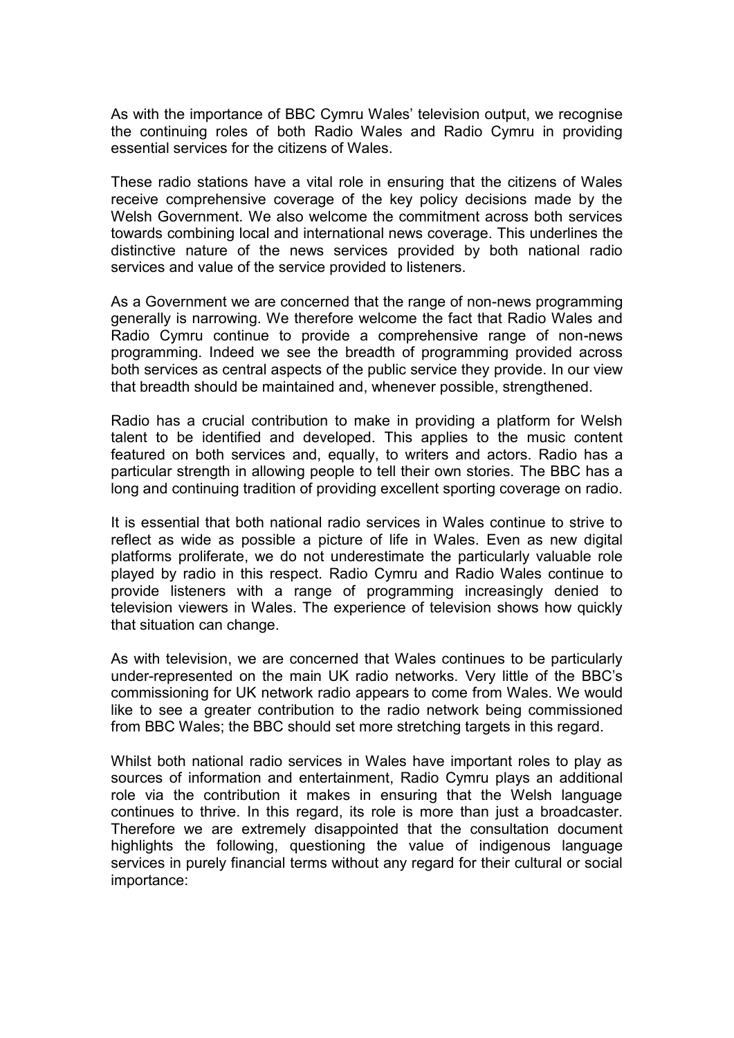As with the importance of BBC Cymru Wales' television output, we recognise the continuing roles of both Radio Wales and Radio Cymru in providing essential services for the citizens of Wales.

These radio stations have a vital role in ensuring that the citizens of Wales receive comprehensive coverage of the key policy decisions made by the Welsh Government. We also welcome the commitment across both services towards combining local and international news coverage. This underlines the distinctive nature of the news services provided by both national radio services and value of the service provided to listeners.

As a Government we are concerned that the range of non-news programming generally is narrowing. We therefore welcome the fact that Radio Wales and Radio Cymru continue to provide a comprehensive range of non-news programming. Indeed we see the breadth of programming provided across both services as central aspects of the public service they provide. In our view that breadth should be maintained and, whenever possible, strengthened.

Radio has a crucial contribution to make in providing a platform for Welsh talent to be identified and developed. This applies to the music content featured on both services and, equally, to writers and actors. Radio has a particular strength in allowing people to tell their own stories. The BBC has a long and continuing tradition of providing excellent sporting coverage on radio.

It is essential that both national radio services in Wales continue to strive to reflect as wide as possible a picture of life in Wales. Even as new digital platforms proliferate, we do not underestimate the particularly valuable role played by radio in this respect. Radio Cymru and Radio Wales continue to provide listeners with a range of programming increasingly denied to television viewers in Wales. The experience of television shows how quickly that situation can change.

As with television, we are concerned that Wales continues to be particularly under-represented on the main UK radio networks. Very little of the BBC's commissioning for UK network radio appears to come from Wales. We would like to see a greater contribution to the radio network being commissioned from BBC Wales; the BBC should set more stretching targets in this regard.

Whilst both national radio services in Wales have important roles to play as sources of information and entertainment, Radio Cymru plays an additional role via the contribution it makes in ensuring that the Welsh language continues to thrive. In this regard, its role is more than just a broadcaster. Therefore we are extremely disappointed that the consultation document highlights the following, questioning the value of indigenous language services in purely financial terms without any regard for their cultural or social importance: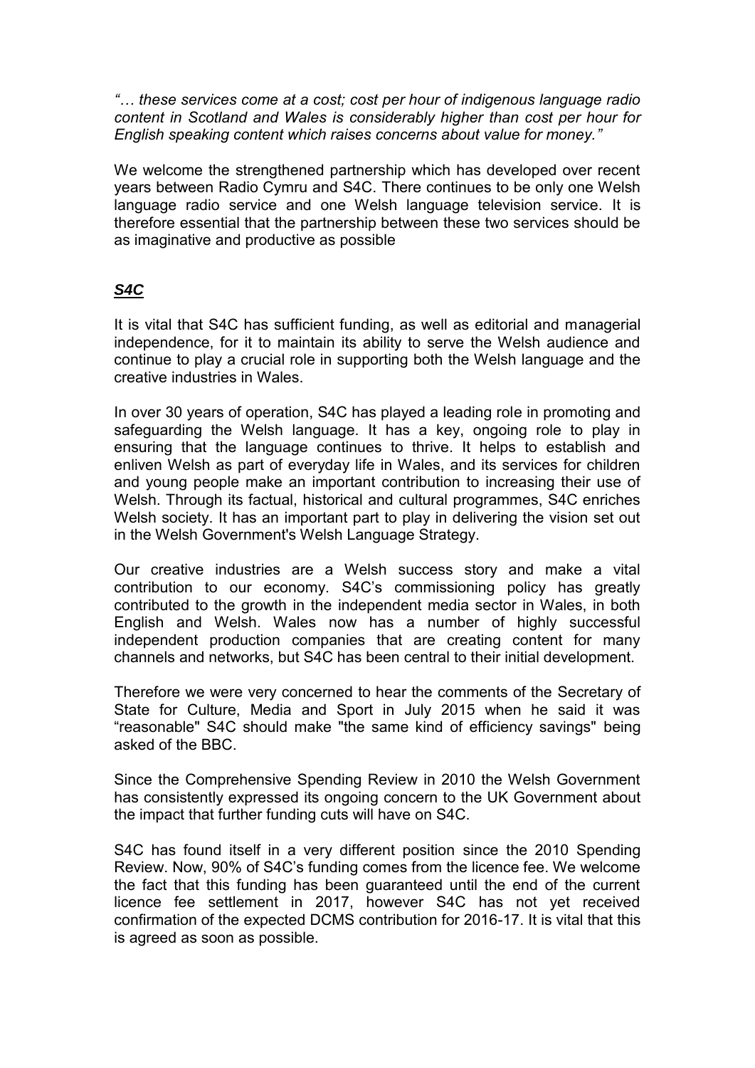*"… these services come at a cost; cost per hour of indigenous language radio content in Scotland and Wales is considerably higher than cost per hour for English speaking content which raises concerns about value for money."*

We welcome the strengthened partnership which has developed over recent years between Radio Cymru and S4C. There continues to be only one Welsh language radio service and one Welsh language television service. It is therefore essential that the partnership between these two services should be as imaginative and productive as possible

## ***S4C***

It is vital that S4C has sufficient funding, as well as editorial and managerial independence, for it to maintain its ability to serve the Welsh audience and continue to play a crucial role in supporting both the Welsh language and the creative industries in Wales.

In over 30 years of operation, S4C has played a leading role in promoting and safeguarding the Welsh language. It has a key, ongoing role to play in ensuring that the language continues to thrive. It helps to establish and enliven Welsh as part of everyday life in Wales, and its services for children and young people make an important contribution to increasing their use of Welsh. Through its factual, historical and cultural programmes, S4C enriches Welsh society. It has an important part to play in delivering the vision set out in the Welsh Government's Welsh Language Strategy.

Our creative industries are a Welsh success story and make a vital contribution to our economy. S4C's commissioning policy has greatly contributed to the growth in the independent media sector in Wales, in both English and Welsh. Wales now has a number of highly successful independent production companies that are creating content for many channels and networks, but S4C has been central to their initial development.

Therefore we were very concerned to hear the comments of the Secretary of State for Culture, Media and Sport in July 2015 when he said it was "reasonable" S4C should make "the same kind of efficiency savings" being asked of the BBC.

Since the Comprehensive Spending Review in 2010 the Welsh Government has consistently expressed its ongoing concern to the UK Government about the impact that further funding cuts will have on S4C.

S4C has found itself in a very different position since the 2010 Spending Review. Now, 90% of S4C's funding comes from the licence fee. We welcome the fact that this funding has been guaranteed until the end of the current licence fee settlement in 2017, however S4C has not yet received confirmation of the expected DCMS contribution for 2016-17. It is vital that this is agreed as soon as possible.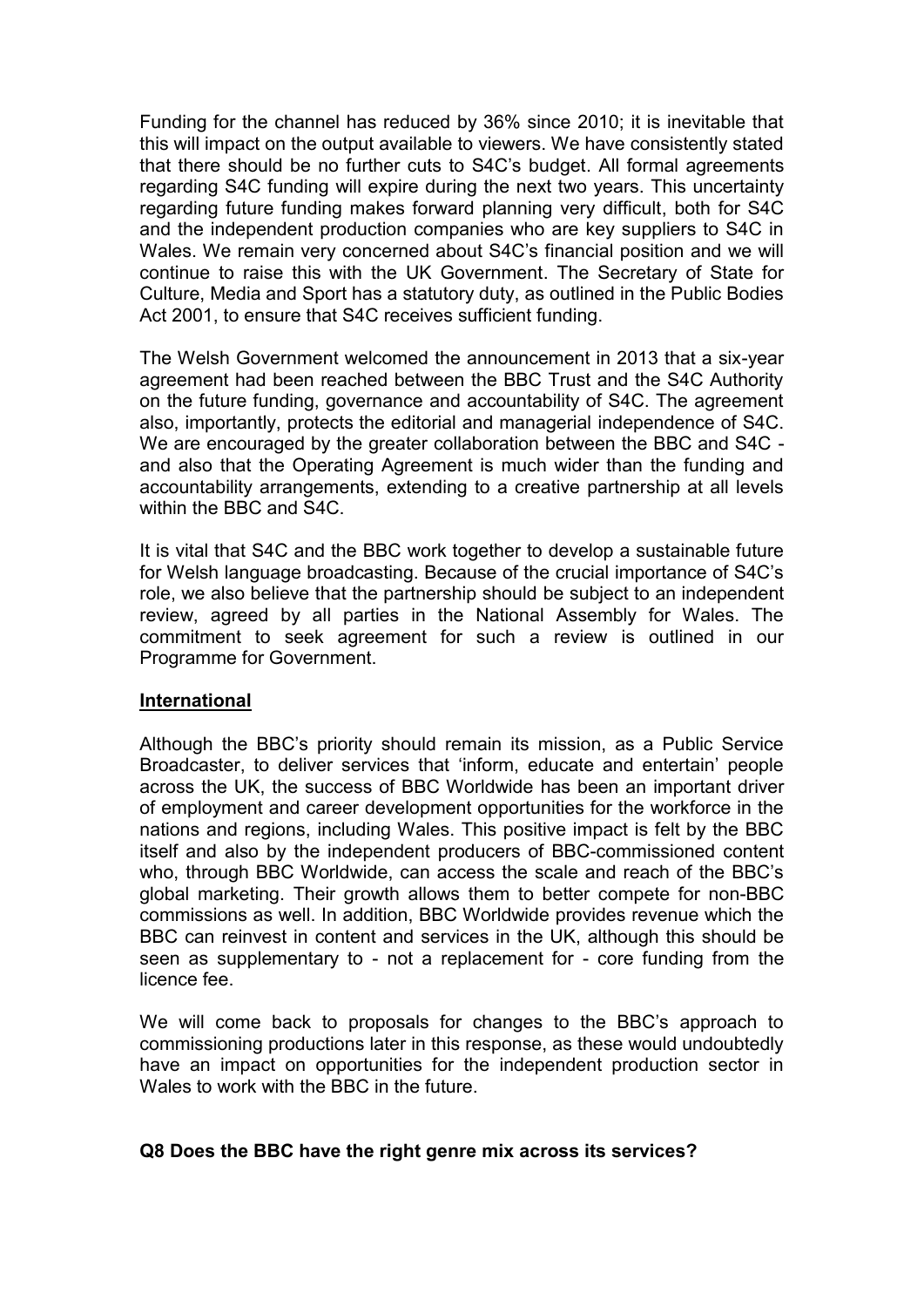Funding for the channel has reduced by 36% since 2010; it is inevitable that this will impact on the output available to viewers. We have consistently stated that there should be no further cuts to S4C's budget. All formal agreements regarding S4C funding will expire during the next two years. This uncertainty regarding future funding makes forward planning very difficult, both for S4C and the independent production companies who are key suppliers to S4C in Wales. We remain very concerned about S4C's financial position and we will continue to raise this with the UK Government. The Secretary of State for Culture, Media and Sport has a statutory duty, as outlined in the Public Bodies Act 2001, to ensure that S4C receives sufficient funding.

The Welsh Government welcomed the announcement in 2013 that a six-year agreement had been reached between the BBC Trust and the S4C Authority on the future funding, governance and accountability of S4C. The agreement also, importantly, protects the editorial and managerial independence of S4C. We are encouraged by the greater collaboration between the BBC and S4C - and also that the Operating Agreement is much wider than the funding and accountability arrangements, extending to a creative partnership at all levels within the BBC and S4C.

It is vital that S4C and the BBC work together to develop a sustainable future for Welsh language broadcasting. Because of the crucial importance of S4C's role, we also believe that the partnership should be subject to an independent review, agreed by all parties in the National Assembly for Wales. The commitment to seek agreement for such a review is outlined in our Programme for Government.

**International**

Although the BBC's priority should remain its mission, as a Public Service Broadcaster, to deliver services that 'inform, educate and entertain' people across the UK, the success of BBC Worldwide has been an important driver of employment and career development opportunities for the workforce in the nations and regions, including Wales. This positive impact is felt by the BBC itself and also by the independent producers of BBC-commissioned content who, through BBC Worldwide, can access the scale and reach of the BBC's global marketing. Their growth allows them to better compete for non-BBC commissions as well. In addition, BBC Worldwide provides revenue which the BBC can reinvest in content and services in the UK, although this should be seen as supplementary to - not a replacement for - core funding from the licence fee.

We will come back to proposals for changes to the BBC's approach to commissioning productions later in this response, as these would undoubtedly have an impact on opportunities for the independent production sector in Wales to work with the BBC in the future.

**Q8 Does the BBC have the right genre mix across its services?**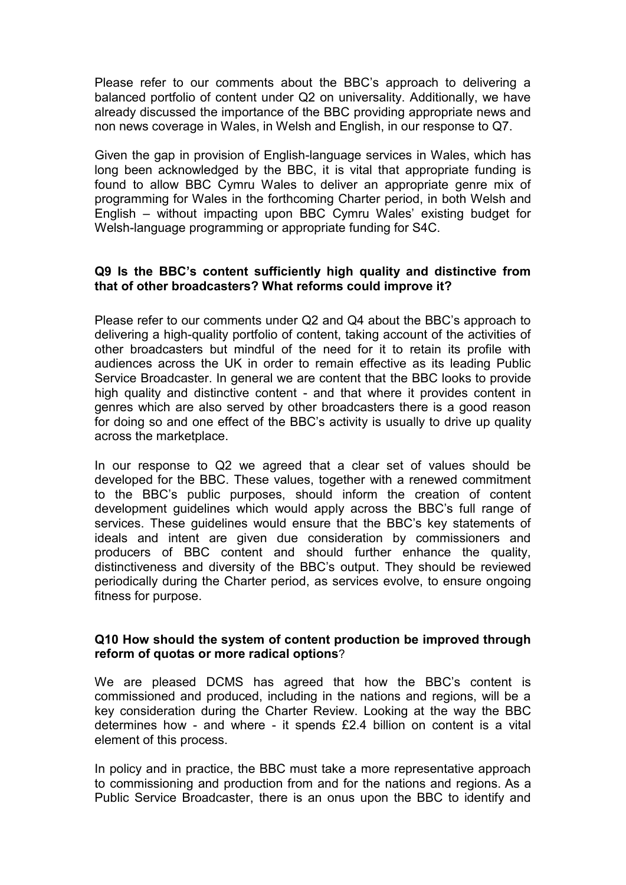Please refer to our comments about the BBC's approach to delivering a balanced portfolio of content under Q2 on universality. Additionally, we have already discussed the importance of the BBC providing appropriate news and non news coverage in Wales, in Welsh and English, in our response to Q7.

Given the gap in provision of English-language services in Wales, which has long been acknowledged by the BBC, it is vital that appropriate funding is found to allow BBC Cymru Wales to deliver an appropriate genre mix of programming for Wales in the forthcoming Charter period, in both Welsh and English – without impacting upon BBC Cymru Wales' existing budget for Welsh-language programming or appropriate funding for S4C.

**Q9 Is the BBC's content sufficiently high quality and distinctive from that of other broadcasters? What reforms could improve it?**

Please refer to our comments under Q2 and Q4 about the BBC's approach to delivering a high-quality portfolio of content, taking account of the activities of other broadcasters but mindful of the need for it to retain its profile with audiences across the UK in order to remain effective as its leading Public Service Broadcaster. In general we are content that the BBC looks to provide high quality and distinctive content - and that where it provides content in genres which are also served by other broadcasters there is a good reason for doing so and one effect of the BBC's activity is usually to drive up quality across the marketplace.

In our response to Q2 we agreed that a clear set of values should be developed for the BBC. These values, together with a renewed commitment to the BBC's public purposes, should inform the creation of content development guidelines which would apply across the BBC's full range of services. These guidelines would ensure that the BBC's key statements of ideals and intent are given due consideration by commissioners and producers of BBC content and should further enhance the quality, distinctiveness and diversity of the BBC's output. They should be reviewed periodically during the Charter period, as services evolve, to ensure ongoing fitness for purpose.

**Q10 How should the system of content production be improved through reform of quotas or more radical options**?

We are pleased DCMS has agreed that how the BBC's content is commissioned and produced, including in the nations and regions, will be a key consideration during the Charter Review. Looking at the way the BBC determines how - and where - it spends £2.4 billion on content is a vital element of this process.

In policy and in practice, the BBC must take a more representative approach to commissioning and production from and for the nations and regions. As a Public Service Broadcaster, there is an onus upon the BBC to identify and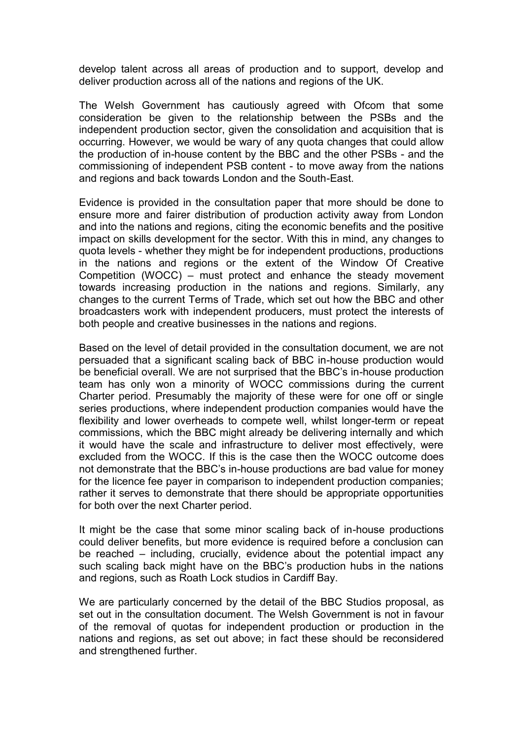develop talent across all areas of production and to support, develop and deliver production across all of the nations and regions of the UK.

The Welsh Government has cautiously agreed with Ofcom that some consideration be given to the relationship between the PSBs and the independent production sector, given the consolidation and acquisition that is occurring. However, we would be wary of any quota changes that could allow the production of in-house content by the BBC and the other PSBs - and the commissioning of independent PSB content - to move away from the nations and regions and back towards London and the South-East.

Evidence is provided in the consultation paper that more should be done to ensure more and fairer distribution of production activity away from London and into the nations and regions, citing the economic benefits and the positive impact on skills development for the sector. With this in mind, any changes to quota levels - whether they might be for independent productions, productions in the nations and regions or the extent of the Window Of Creative Competition (WOCC) – must protect and enhance the steady movement towards increasing production in the nations and regions. Similarly, any changes to the current Terms of Trade, which set out how the BBC and other broadcasters work with independent producers, must protect the interests of both people and creative businesses in the nations and regions.

Based on the level of detail provided in the consultation document, we are not persuaded that a significant scaling back of BBC in-house production would be beneficial overall. We are not surprised that the BBC's in-house production team has only won a minority of WOCC commissions during the current Charter period. Presumably the majority of these were for one off or single series productions, where independent production companies would have the flexibility and lower overheads to compete well, whilst longer-term or repeat commissions, which the BBC might already be delivering internally and which it would have the scale and infrastructure to deliver most effectively, were excluded from the WOCC. If this is the case then the WOCC outcome does not demonstrate that the BBC's in-house productions are bad value for money for the licence fee payer in comparison to independent production companies; rather it serves to demonstrate that there should be appropriate opportunities for both over the next Charter period.

It might be the case that some minor scaling back of in-house productions could deliver benefits, but more evidence is required before a conclusion can be reached – including, crucially, evidence about the potential impact any such scaling back might have on the BBC's production hubs in the nations and regions, such as Roath Lock studios in Cardiff Bay.

We are particularly concerned by the detail of the BBC Studios proposal, as set out in the consultation document. The Welsh Government is not in favour of the removal of quotas for independent production or production in the nations and regions, as set out above; in fact these should be reconsidered and strengthened further.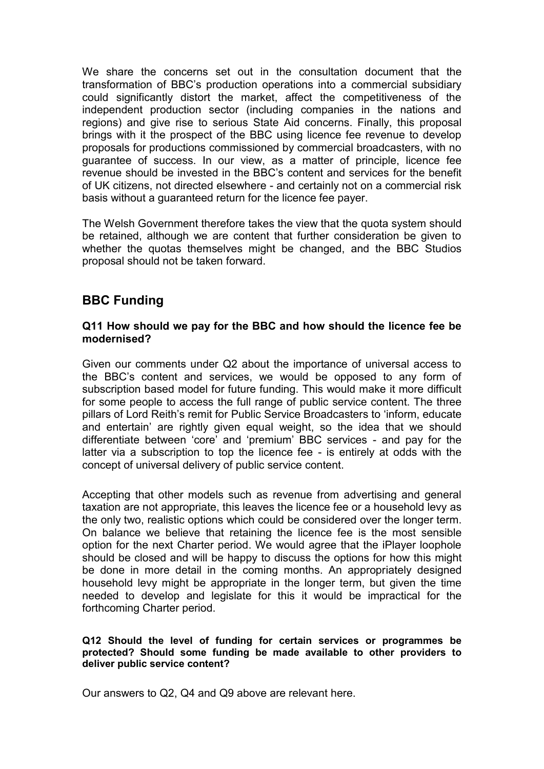We share the concerns set out in the consultation document that the transformation of BBC's production operations into a commercial subsidiary could significantly distort the market, affect the competitiveness of the independent production sector (including companies in the nations and regions) and give rise to serious State Aid concerns. Finally, this proposal brings with it the prospect of the BBC using licence fee revenue to develop proposals for productions commissioned by commercial broadcasters, with no guarantee of success. In our view, as a matter of principle, licence fee revenue should be invested in the BBC's content and services for the benefit of UK citizens, not directed elsewhere - and certainly not on a commercial risk basis without a guaranteed return for the licence fee payer.

The Welsh Government therefore takes the view that the quota system should be retained, although we are content that further consideration be given to whether the quotas themselves might be changed, and the BBC Studios proposal should not be taken forward.

## BBC Funding

**Q11 How should we pay for the BBC and how should the licence fee be modernised?**

Given our comments under Q2 about the importance of universal access to the BBC's content and services, we would be opposed to any form of subscription based model for future funding. This would make it more difficult for some people to access the full range of public service content. The three pillars of Lord Reith's remit for Public Service Broadcasters to 'inform, educate and entertain' are rightly given equal weight, so the idea that we should differentiate between 'core' and 'premium' BBC services - and pay for the latter via a subscription to top the licence fee - is entirely at odds with the concept of universal delivery of public service content.

Accepting that other models such as revenue from advertising and general taxation are not appropriate, this leaves the licence fee or a household levy as the only two, realistic options which could be considered over the longer term. On balance we believe that retaining the licence fee is the most sensible option for the next Charter period. We would agree that the iPlayer loophole should be closed and will be happy to discuss the options for how this might be done in more detail in the coming months. An appropriately designed household levy might be appropriate in the longer term, but given the time needed to develop and legislate for this it would be impractical for the forthcoming Charter period.

**Q12 Should the level of funding for certain services or programmes be protected? Should some funding be made available to other providers to deliver public service content?**

Our answers to Q2, Q4 and Q9 above are relevant here.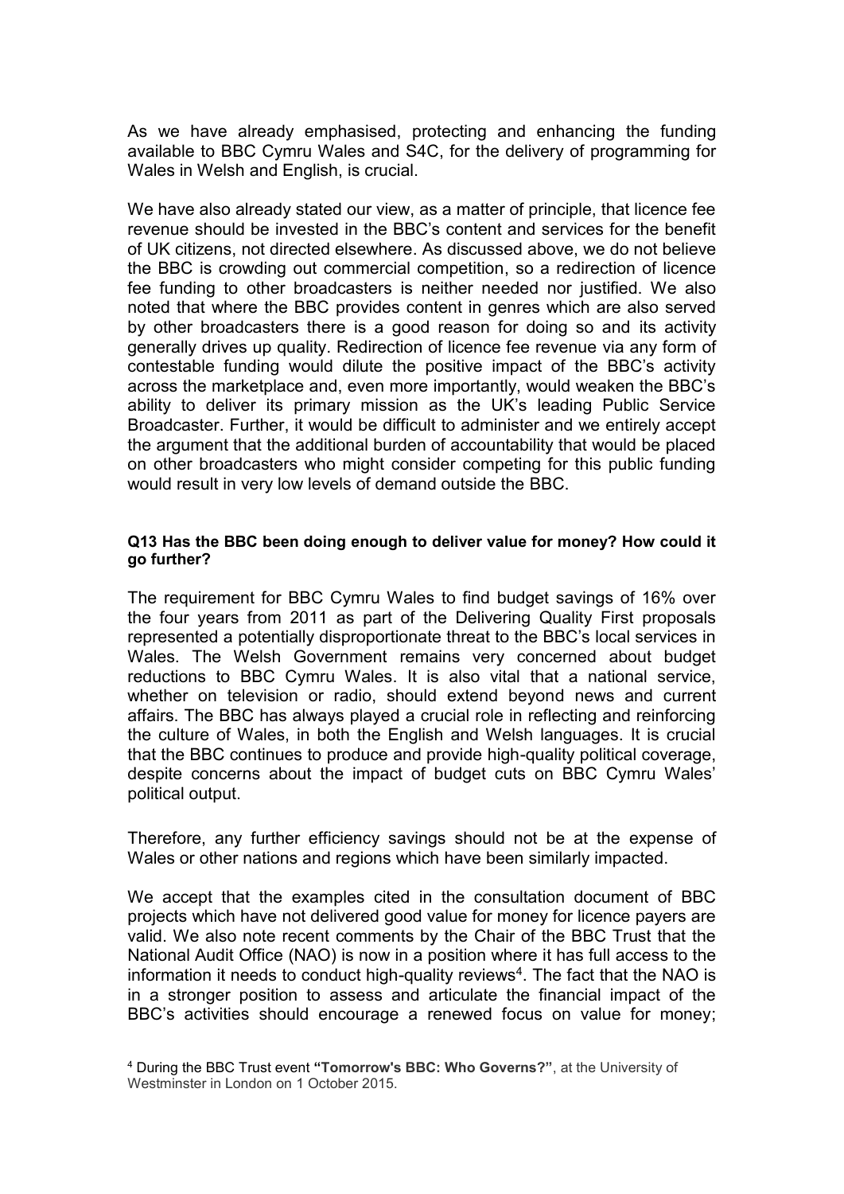As we have already emphasised, protecting and enhancing the funding available to BBC Cymru Wales and S4C, for the delivery of programming for Wales in Welsh and English, is crucial.

We have also already stated our view, as a matter of principle, that licence fee revenue should be invested in the BBC's content and services for the benefit of UK citizens, not directed elsewhere. As discussed above, we do not believe the BBC is crowding out commercial competition, so a redirection of licence fee funding to other broadcasters is neither needed nor justified. We also noted that where the BBC provides content in genres which are also served by other broadcasters there is a good reason for doing so and its activity generally drives up quality. Redirection of licence fee revenue via any form of contestable funding would dilute the positive impact of the BBC's activity across the marketplace and, even more importantly, would weaken the BBC's ability to deliver its primary mission as the UK's leading Public Service Broadcaster. Further, it would be difficult to administer and we entirely accept the argument that the additional burden of accountability that would be placed on other broadcasters who might consider competing for this public funding would result in very low levels of demand outside the BBC.

**Q13 Has the BBC been doing enough to deliver value for money? How could it go further?**

The requirement for BBC Cymru Wales to find budget savings of 16% over the four years from 2011 as part of the Delivering Quality First proposals represented a potentially disproportionate threat to the BBC's local services in Wales. The Welsh Government remains very concerned about budget reductions to BBC Cymru Wales. It is also vital that a national service, whether on television or radio, should extend beyond news and current affairs. The BBC has always played a crucial role in reflecting and reinforcing the culture of Wales, in both the English and Welsh languages. It is crucial that the BBC continues to produce and provide high-quality political coverage, despite concerns about the impact of budget cuts on BBC Cymru Wales' political output.

Therefore, any further efficiency savings should not be at the expense of Wales or other nations and regions which have been similarly impacted.

We accept that the examples cited in the consultation document of BBC projects which have not delivered good value for money for licence payers are valid. We also note recent comments by the Chair of the BBC Trust that the National Audit Office (NAO) is now in a position where it has full access to the information it needs to conduct high-quality reviews[4]. The fact that the NAO is in a stronger position to assess and articulate the financial impact of the BBC's activities should encourage a renewed focus on value for money;

[4] During the BBC Trust event **"Tomorrow's BBC: Who Governs?"**, at the University of Westminster in London on 1 October 2015.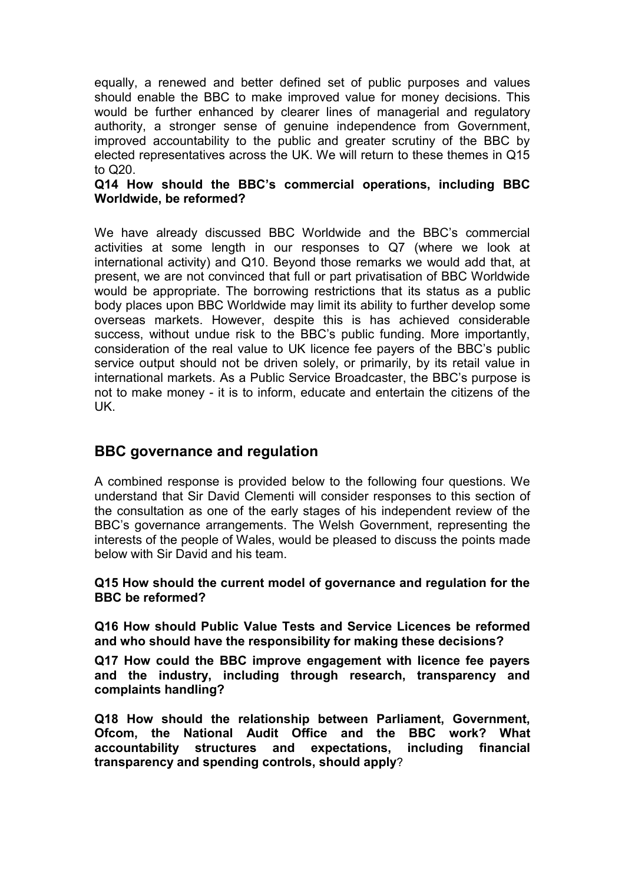equally, a renewed and better defined set of public purposes and values should enable the BBC to make improved value for money decisions. This would be further enhanced by clearer lines of managerial and regulatory authority, a stronger sense of genuine independence from Government, improved accountability to the public and greater scrutiny of the BBC by elected representatives across the UK. We will return to these themes in Q15 to Q20.

**Q14 How should the BBC's commercial operations, including BBC Worldwide, be reformed?**

We have already discussed BBC Worldwide and the BBC's commercial activities at some length in our responses to Q7 (where we look at international activity) and Q10. Beyond those remarks we would add that, at present, we are not convinced that full or part privatisation of BBC Worldwide would be appropriate. The borrowing restrictions that its status as a public body places upon BBC Worldwide may limit its ability to further develop some overseas markets. However, despite this is has achieved considerable success, without undue risk to the BBC's public funding. More importantly, consideration of the real value to UK licence fee payers of the BBC's public service output should not be driven solely, or primarily, by its retail value in international markets. As a Public Service Broadcaster, the BBC's purpose is not to make money - it is to inform, educate and entertain the citizens of the UK.

## BBC governance and regulation

A combined response is provided below to the following four questions. We understand that Sir David Clementi will consider responses to this section of the consultation as one of the early stages of his independent review of the BBC's governance arrangements. The Welsh Government, representing the interests of the people of Wales, would be pleased to discuss the points made below with Sir David and his team.

**Q15 How should the current model of governance and regulation for the BBC be reformed?**

**Q16 How should Public Value Tests and Service Licences be reformed and who should have the responsibility for making these decisions?**

**Q17 How could the BBC improve engagement with licence fee payers and the industry, including through research, transparency and complaints handling?**

**Q18 How should the relationship between Parliament, Government, Ofcom, the National Audit Office and the BBC work? What accountability structures and expectations, including financial transparency and spending controls, should apply?**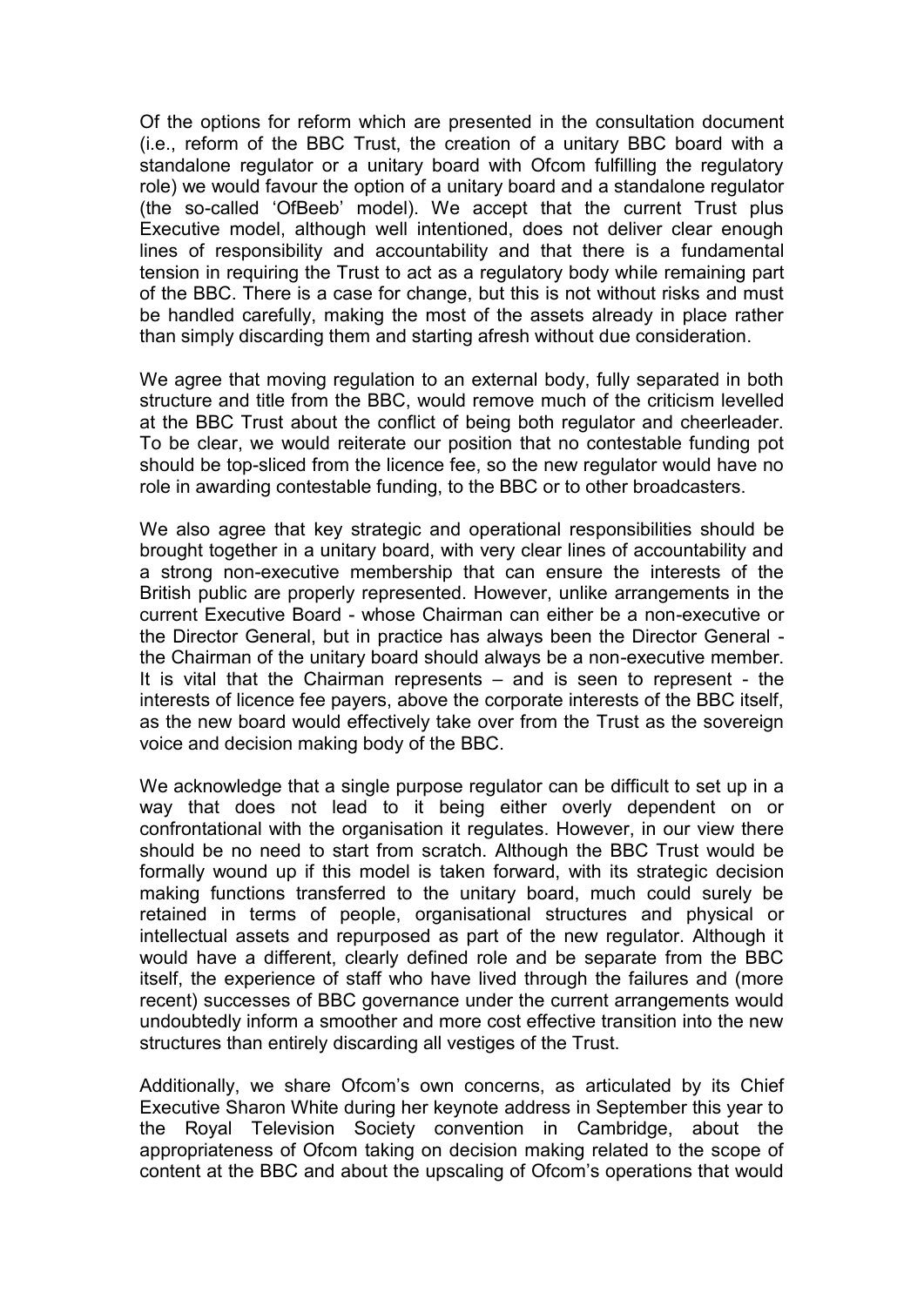Of the options for reform which are presented in the consultation document (i.e., reform of the BBC Trust, the creation of a unitary BBC board with a standalone regulator or a unitary board with Ofcom fulfilling the regulatory role) we would favour the option of a unitary board and a standalone regulator (the so-called 'OfBeeb' model). We accept that the current Trust plus Executive model, although well intentioned, does not deliver clear enough lines of responsibility and accountability and that there is a fundamental tension in requiring the Trust to act as a regulatory body while remaining part of the BBC. There is a case for change, but this is not without risks and must be handled carefully, making the most of the assets already in place rather than simply discarding them and starting afresh without due consideration.

We agree that moving regulation to an external body, fully separated in both structure and title from the BBC, would remove much of the criticism levelled at the BBC Trust about the conflict of being both regulator and cheerleader. To be clear, we would reiterate our position that no contestable funding pot should be top-sliced from the licence fee, so the new regulator would have no role in awarding contestable funding, to the BBC or to other broadcasters.

We also agree that key strategic and operational responsibilities should be brought together in a unitary board, with very clear lines of accountability and a strong non-executive membership that can ensure the interests of the British public are properly represented. However, unlike arrangements in the current Executive Board - whose Chairman can either be a non-executive or the Director General, but in practice has always been the Director General - the Chairman of the unitary board should always be a non-executive member. It is vital that the Chairman represents – and is seen to represent - the interests of licence fee payers, above the corporate interests of the BBC itself, as the new board would effectively take over from the Trust as the sovereign voice and decision making body of the BBC.

We acknowledge that a single purpose regulator can be difficult to set up in a way that does not lead to it being either overly dependent on or confrontational with the organisation it regulates. However, in our view there should be no need to start from scratch. Although the BBC Trust would be formally wound up if this model is taken forward, with its strategic decision making functions transferred to the unitary board, much could surely be retained in terms of people, organisational structures and physical or intellectual assets and repurposed as part of the new regulator. Although it would have a different, clearly defined role and be separate from the BBC itself, the experience of staff who have lived through the failures and (more recent) successes of BBC governance under the current arrangements would undoubtedly inform a smoother and more cost effective transition into the new structures than entirely discarding all vestiges of the Trust.

Additionally, we share Ofcom's own concerns, as articulated by its Chief Executive Sharon White during her keynote address in September this year to the Royal Television Society convention in Cambridge, about the appropriateness of Ofcom taking on decision making related to the scope of content at the BBC and about the upscaling of Ofcom's operations that would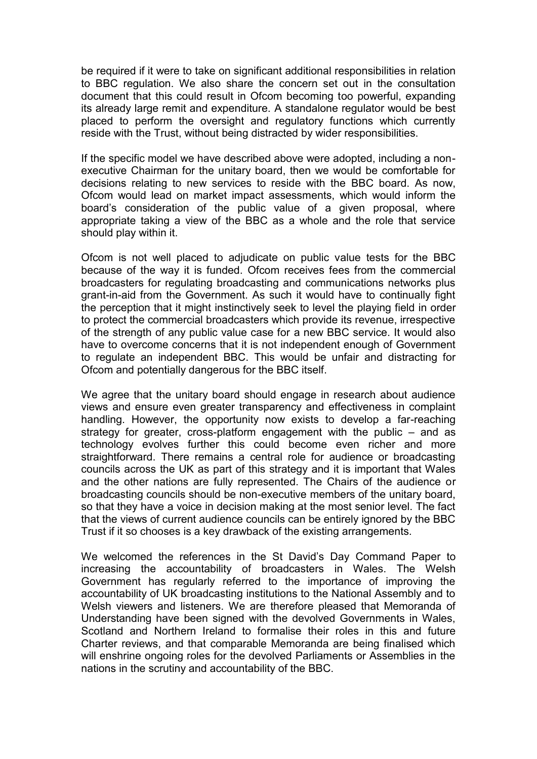be required if it were to take on significant additional responsibilities in relation to BBC regulation. We also share the concern set out in the consultation document that this could result in Ofcom becoming too powerful, expanding its already large remit and expenditure. A standalone regulator would be best placed to perform the oversight and regulatory functions which currently reside with the Trust, without being distracted by wider responsibilities.

If the specific model we have described above were adopted, including a non-executive Chairman for the unitary board, then we would be comfortable for decisions relating to new services to reside with the BBC board. As now, Ofcom would lead on market impact assessments, which would inform the board's consideration of the public value of a given proposal, where appropriate taking a view of the BBC as a whole and the role that service should play within it.

Ofcom is not well placed to adjudicate on public value tests for the BBC because of the way it is funded. Ofcom receives fees from the commercial broadcasters for regulating broadcasting and communications networks plus grant-in-aid from the Government. As such it would have to continually fight the perception that it might instinctively seek to level the playing field in order to protect the commercial broadcasters which provide its revenue, irrespective of the strength of any public value case for a new BBC service. It would also have to overcome concerns that it is not independent enough of Government to regulate an independent BBC. This would be unfair and distracting for Ofcom and potentially dangerous for the BBC itself.

We agree that the unitary board should engage in research about audience views and ensure even greater transparency and effectiveness in complaint handling. However, the opportunity now exists to develop a far-reaching strategy for greater, cross-platform engagement with the public – and as technology evolves further this could become even richer and more straightforward. There remains a central role for audience or broadcasting councils across the UK as part of this strategy and it is important that Wales and the other nations are fully represented. The Chairs of the audience or broadcasting councils should be non-executive members of the unitary board, so that they have a voice in decision making at the most senior level. The fact that the views of current audience councils can be entirely ignored by the BBC Trust if it so chooses is a key drawback of the existing arrangements.

We welcomed the references in the St David's Day Command Paper to increasing the accountability of broadcasters in Wales. The Welsh Government has regularly referred to the importance of improving the accountability of UK broadcasting institutions to the National Assembly and to Welsh viewers and listeners. We are therefore pleased that Memoranda of Understanding have been signed with the devolved Governments in Wales, Scotland and Northern Ireland to formalise their roles in this and future Charter reviews, and that comparable Memoranda are being finalised which will enshrine ongoing roles for the devolved Parliaments or Assemblies in the nations in the scrutiny and accountability of the BBC.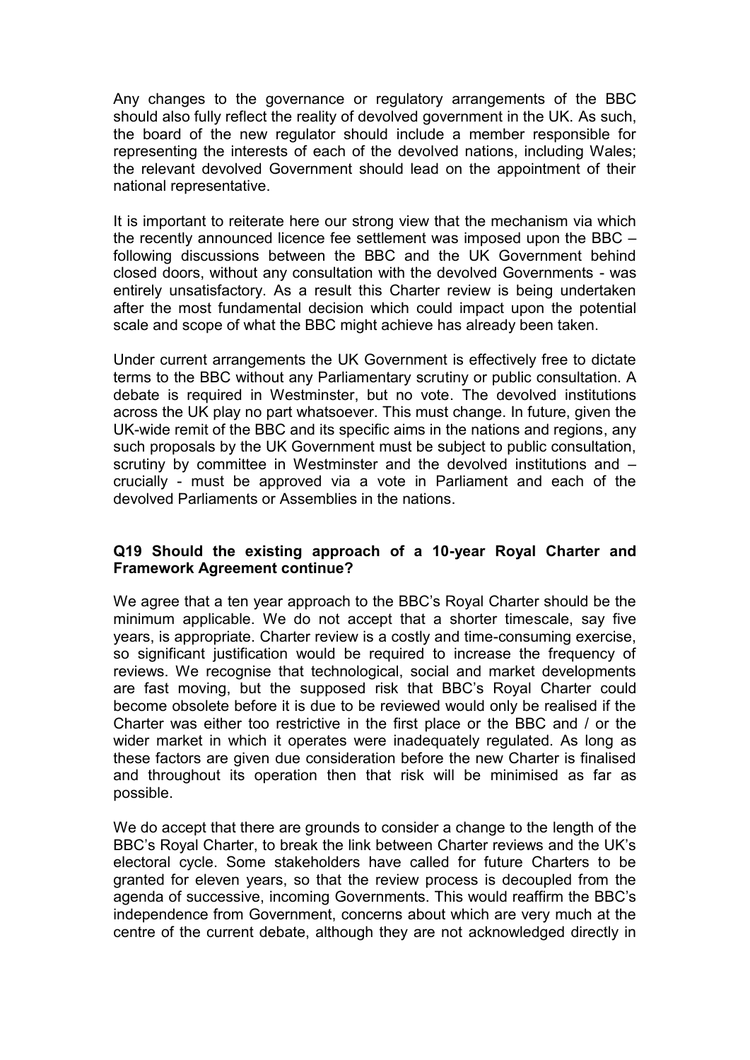Any changes to the governance or regulatory arrangements of the BBC should also fully reflect the reality of devolved government in the UK. As such, the board of the new regulator should include a member responsible for representing the interests of each of the devolved nations, including Wales; the relevant devolved Government should lead on the appointment of their national representative.

It is important to reiterate here our strong view that the mechanism via which the recently announced licence fee settlement was imposed upon the BBC – following discussions between the BBC and the UK Government behind closed doors, without any consultation with the devolved Governments - was entirely unsatisfactory. As a result this Charter review is being undertaken after the most fundamental decision which could impact upon the potential scale and scope of what the BBC might achieve has already been taken.

Under current arrangements the UK Government is effectively free to dictate terms to the BBC without any Parliamentary scrutiny or public consultation. A debate is required in Westminster, but no vote. The devolved institutions across the UK play no part whatsoever. This must change. In future, given the UK-wide remit of the BBC and its specific aims in the nations and regions, any such proposals by the UK Government must be subject to public consultation, scrutiny by committee in Westminster and the devolved institutions and – crucially - must be approved via a vote in Parliament and each of the devolved Parliaments or Assemblies in the nations.

**Q19 Should the existing approach of a 10-year Royal Charter and Framework Agreement continue?**

We agree that a ten year approach to the BBC's Royal Charter should be the minimum applicable. We do not accept that a shorter timescale, say five years, is appropriate. Charter review is a costly and time-consuming exercise, so significant justification would be required to increase the frequency of reviews. We recognise that technological, social and market developments are fast moving, but the supposed risk that BBC's Royal Charter could become obsolete before it is due to be reviewed would only be realised if the Charter was either too restrictive in the first place or the BBC and / or the wider market in which it operates were inadequately regulated. As long as these factors are given due consideration before the new Charter is finalised and throughout its operation then that risk will be minimised as far as possible.

We do accept that there are grounds to consider a change to the length of the BBC's Royal Charter, to break the link between Charter reviews and the UK's electoral cycle. Some stakeholders have called for future Charters to be granted for eleven years, so that the review process is decoupled from the agenda of successive, incoming Governments. This would reaffirm the BBC's independence from Government, concerns about which are very much at the centre of the current debate, although they are not acknowledged directly in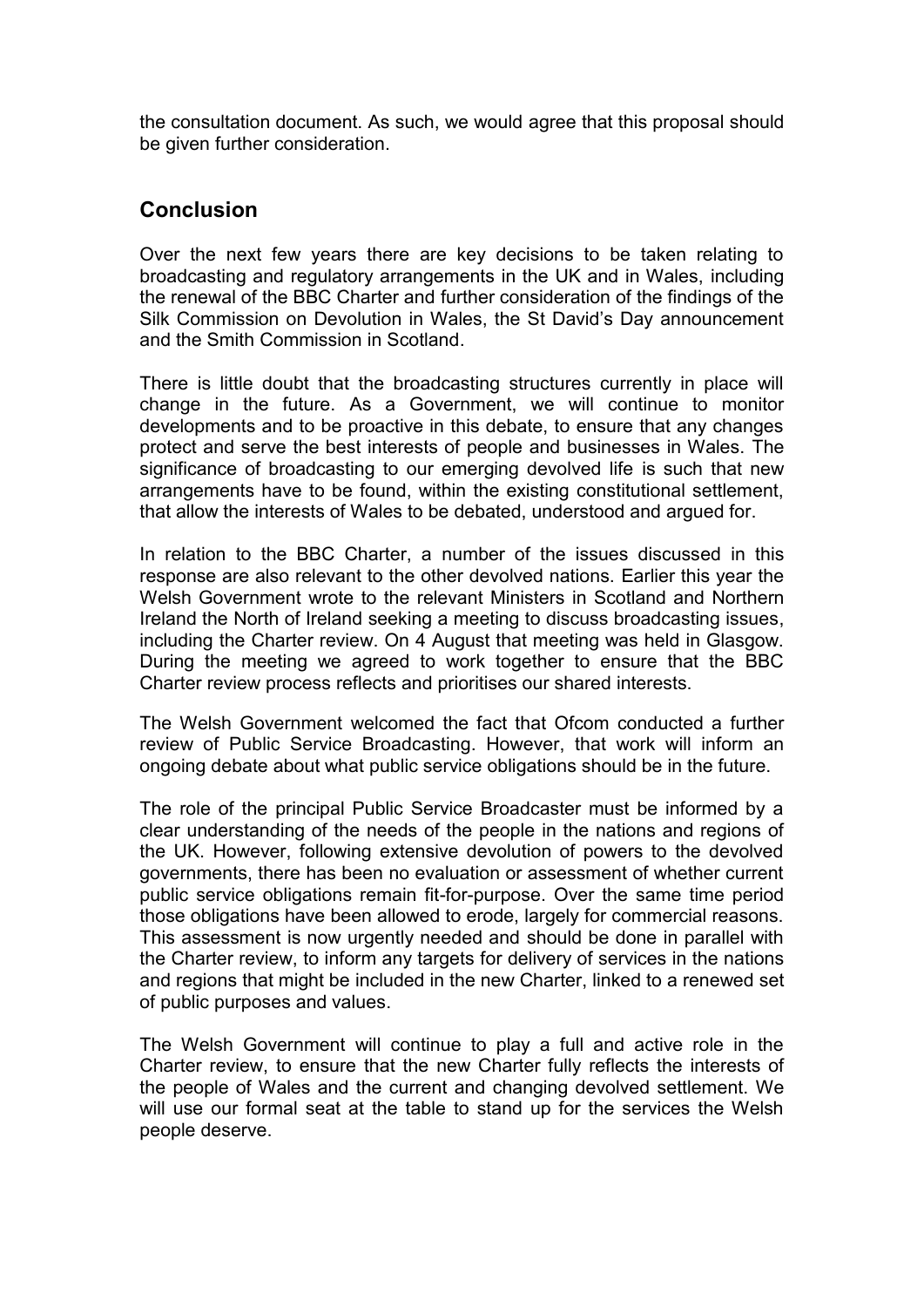the consultation document. As such, we would agree that this proposal should be given further consideration.

## Conclusion

Over the next few years there are key decisions to be taken relating to broadcasting and regulatory arrangements in the UK and in Wales, including the renewal of the BBC Charter and further consideration of the findings of the Silk Commission on Devolution in Wales, the St David's Day announcement and the Smith Commission in Scotland.

There is little doubt that the broadcasting structures currently in place will change in the future. As a Government, we will continue to monitor developments and to be proactive in this debate, to ensure that any changes protect and serve the best interests of people and businesses in Wales. The significance of broadcasting to our emerging devolved life is such that new arrangements have to be found, within the existing constitutional settlement, that allow the interests of Wales to be debated, understood and argued for.

In relation to the BBC Charter, a number of the issues discussed in this response are also relevant to the other devolved nations. Earlier this year the Welsh Government wrote to the relevant Ministers in Scotland and Northern Ireland the North of Ireland seeking a meeting to discuss broadcasting issues, including the Charter review. On 4 August that meeting was held in Glasgow. During the meeting we agreed to work together to ensure that the BBC Charter review process reflects and prioritises our shared interests.

The Welsh Government welcomed the fact that Ofcom conducted a further review of Public Service Broadcasting. However, that work will inform an ongoing debate about what public service obligations should be in the future.

The role of the principal Public Service Broadcaster must be informed by a clear understanding of the needs of the people in the nations and regions of the UK. However, following extensive devolution of powers to the devolved governments, there has been no evaluation or assessment of whether current public service obligations remain fit-for-purpose. Over the same time period those obligations have been allowed to erode, largely for commercial reasons. This assessment is now urgently needed and should be done in parallel with the Charter review, to inform any targets for delivery of services in the nations and regions that might be included in the new Charter, linked to a renewed set of public purposes and values.

The Welsh Government will continue to play a full and active role in the Charter review, to ensure that the new Charter fully reflects the interests of the people of Wales and the current and changing devolved settlement. We will use our formal seat at the table to stand up for the services the Welsh people deserve.